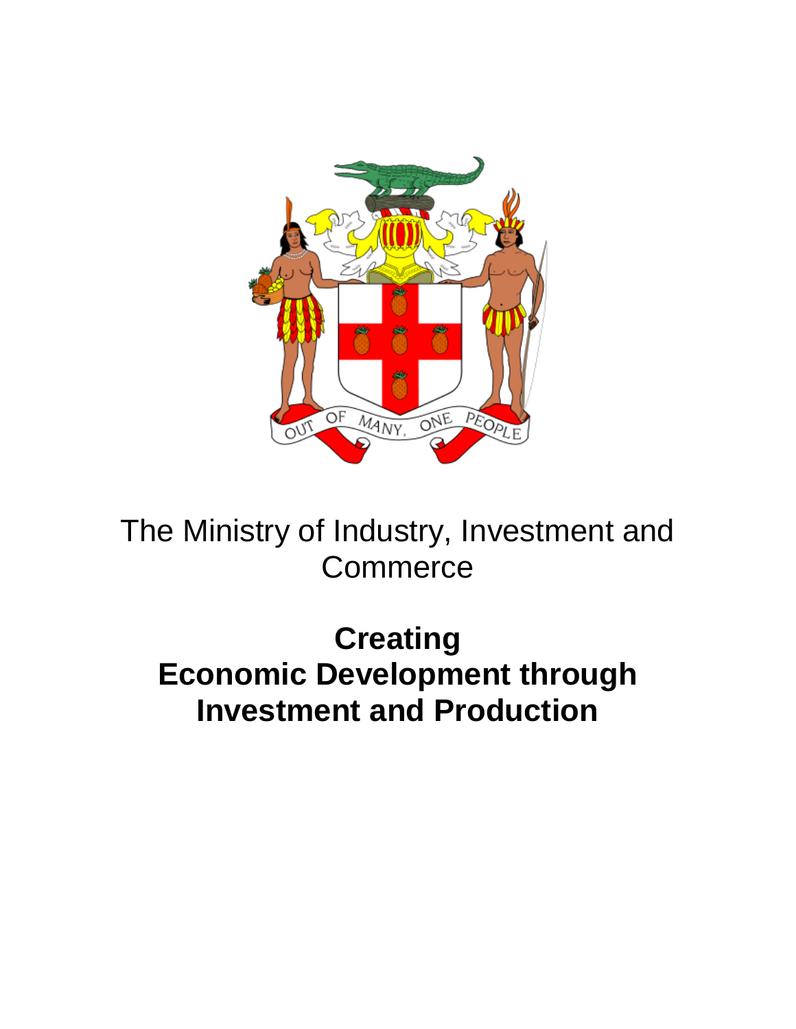The Ministry of Industry, Investment and Commerce

# Creating Economic Development through Investment and Production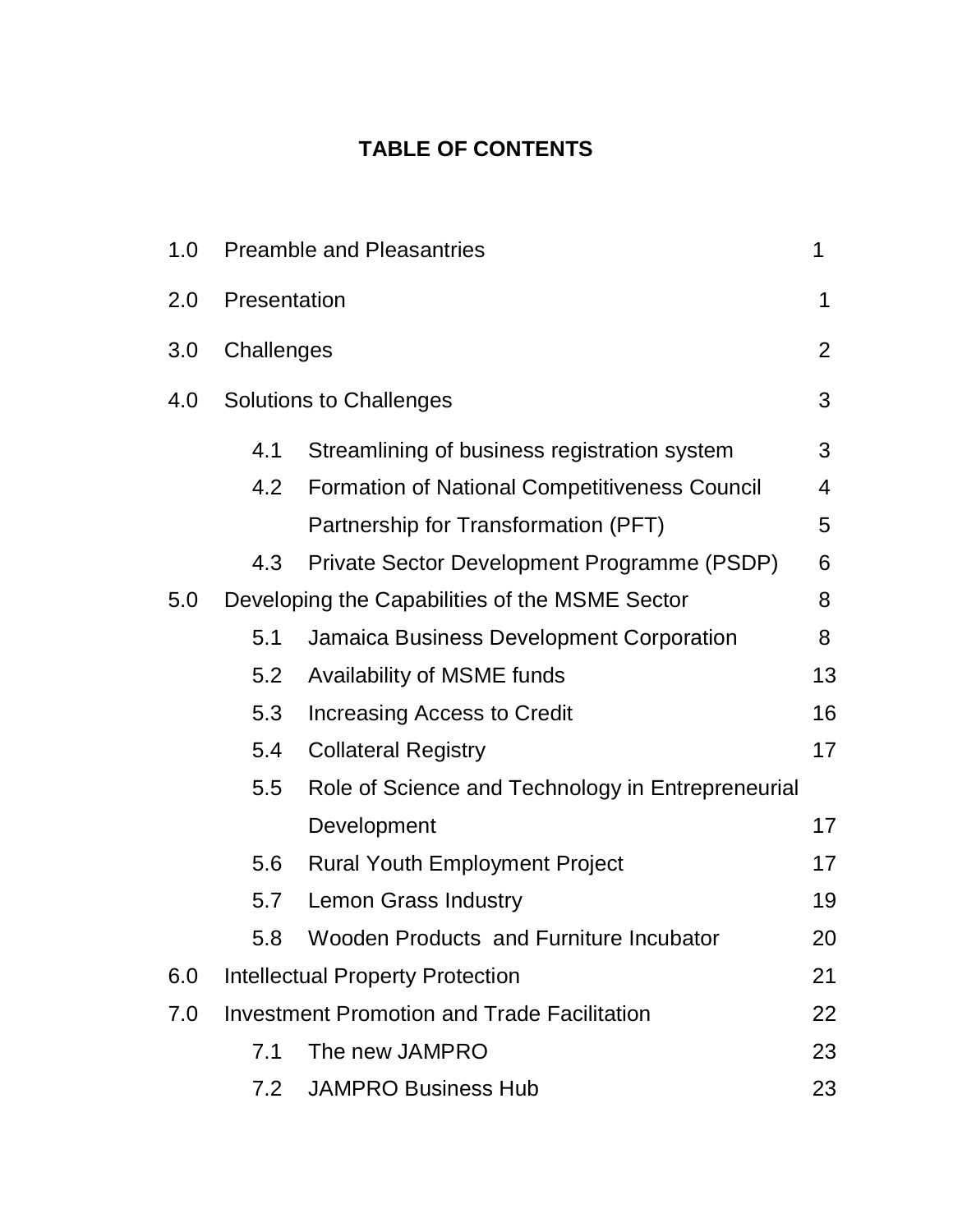# TABLE OF CONTENTS

| | | | |
|---|---|---|---|
| 1.0 | Preamble and Pleasantries | | 1 |
| 2.0 | Presentation | | 1 |
| 3.0 | Challenges | | 2 |
| 4.0 | Solutions to Challenges | | 3 |
| | 4.1 | Streamlining of business registration system | 3 |
| | 4.2 | Formation of National Competitiveness Council | 4 |
| | | Partnership for Transformation (PFT) | 5 |
| | 4.3 | Private Sector Development Programme (PSDP) | 6 |
| 5.0 | Developing the Capabilities of the MSME Sector | | 8 |
| | 5.1 | Jamaica Business Development Corporation | 8 |
| | 5.2 | Availability of MSME funds | 13 |
| | 5.3 | Increasing Access to Credit | 16 |
| | 5.4 | Collateral Registry | 17 |
| | 5.5 | Role of Science and Technology in Entrepreneurial Development | 17 |
| | 5.6 | Rural Youth Employment Project | 17 |
| | 5.7 | Lemon Grass Industry | 19 |
| | 5.8 | Wooden Products and Furniture Incubator | 20 |
| 6.0 | Intellectual Property Protection | | 21 |
| 7.0 | Investment Promotion and Trade Facilitation | | 22 |
| | 7.1 | The new JAMPRO | 23 |
| | 7.2 | JAMPRO Business Hub | 23 |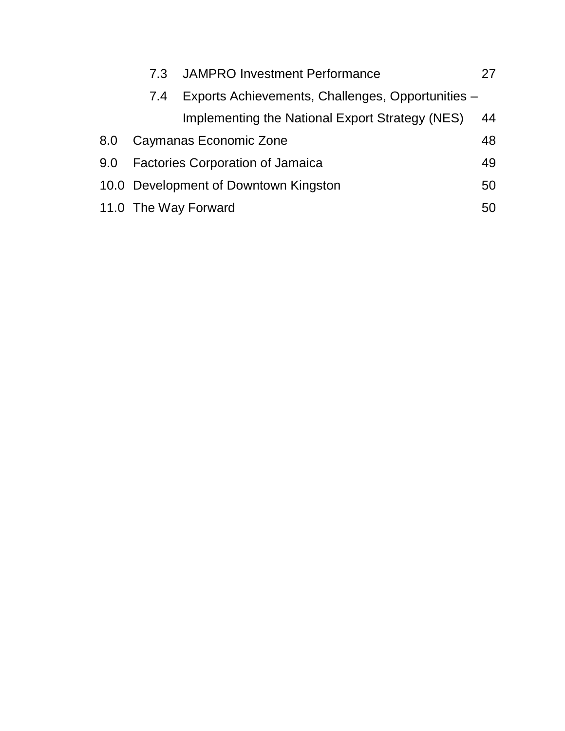| | | |
|---|---|---|
| 7.3 | JAMPRO Investment Performance | 27 |
| 7.4 | Exports Achievements, Challenges, Opportunities – Implementing the National Export Strategy (NES) | 44 |
| 8.0 | Caymanas Economic Zone | 48 |
| 9.0 | Factories Corporation of Jamaica | 49 |
| 10.0 | Development of Downtown Kingston | 50 |
| 11.0 | The Way Forward | 50 |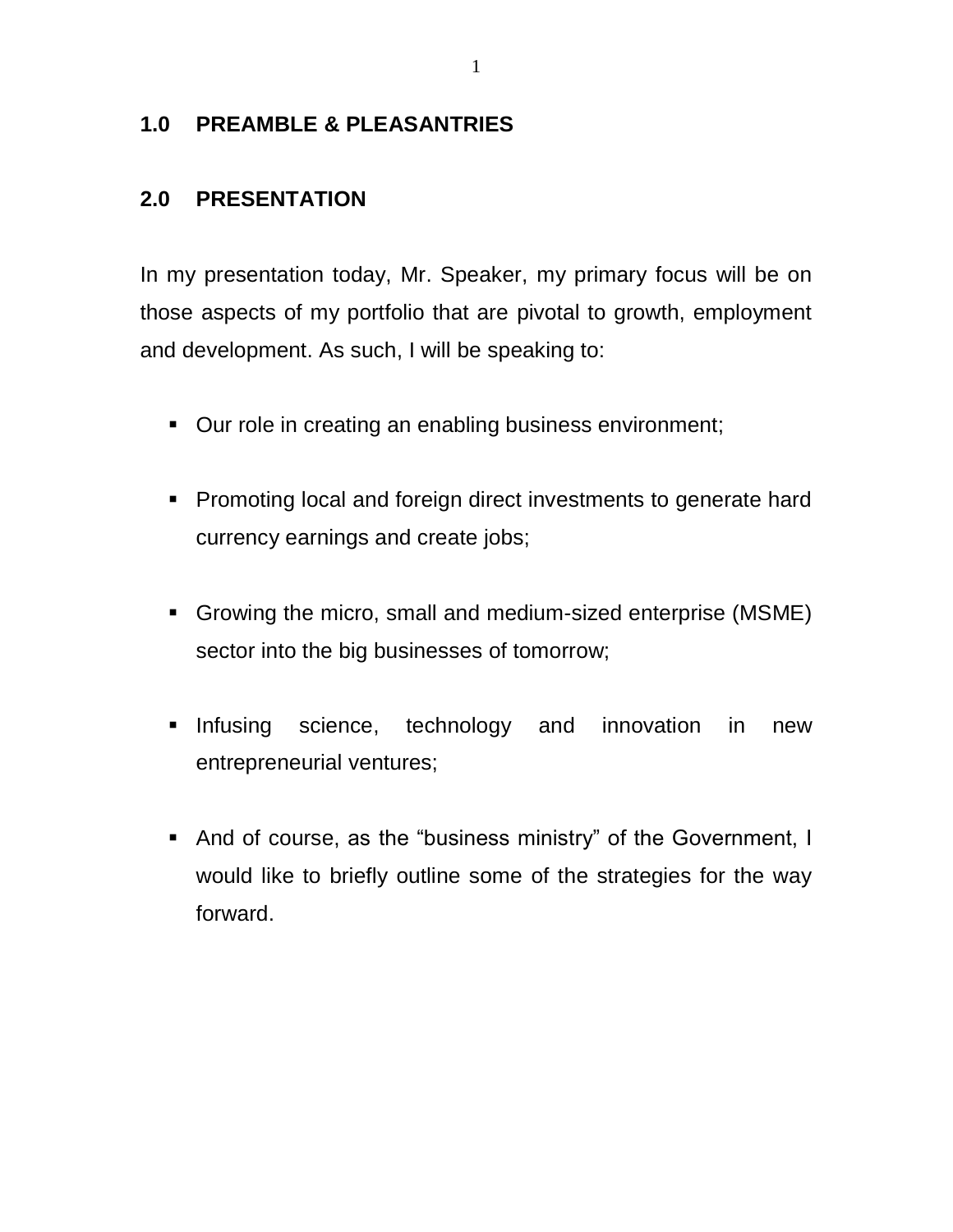## 1.0 PREAMBLE & PLEASANTRIES

## 2.0 PRESENTATION

In my presentation today, Mr. Speaker, my primary focus will be on those aspects of my portfolio that are pivotal to growth, employment and development. As such, I will be speaking to:

- Our role in creating an enabling business environment;
- Promoting local and foreign direct investments to generate hard currency earnings and create jobs;
- Growing the micro, small and medium-sized enterprise (MSME) sector into the big businesses of tomorrow;
- Infusing science, technology and innovation in new entrepreneurial ventures;
- And of course, as the "business ministry" of the Government, I would like to briefly outline some of the strategies for the way forward.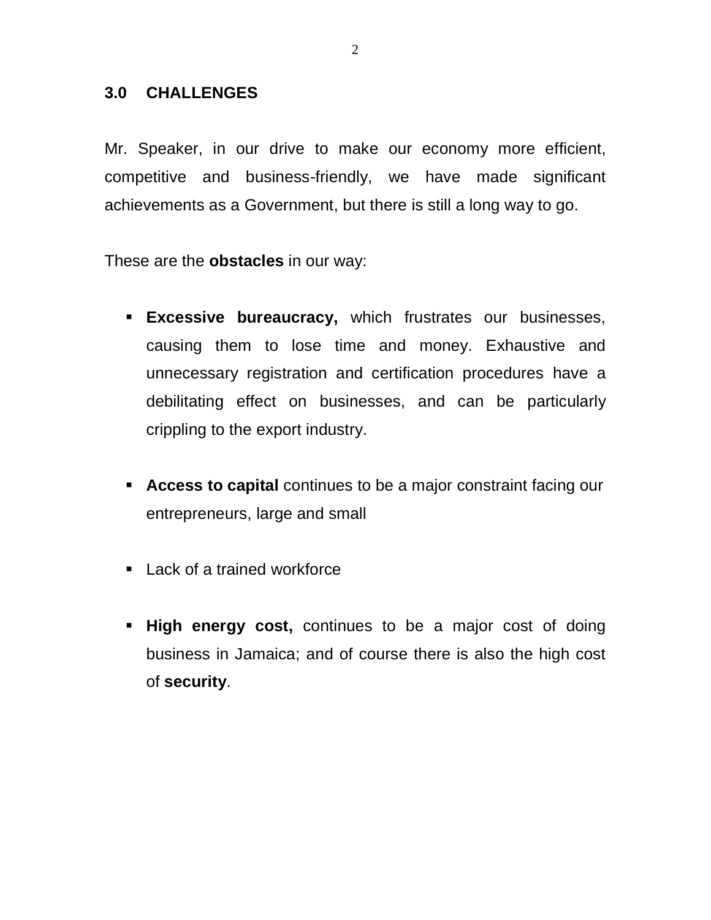## 3.0 CHALLENGES

Mr. Speaker, in our drive to make our economy more efficient, competitive and business-friendly, we have made significant achievements as a Government, but there is still a long way to go.

These are the **obstacles** in our way:

- **Excessive bureaucracy,** which frustrates our businesses, causing them to lose time and money. Exhaustive and unnecessary registration and certification procedures have a debilitating effect on businesses, and can be particularly crippling to the export industry.

- **Access to capital** continues to be a major constraint facing our entrepreneurs, large and small

- Lack of a trained workforce

- **High energy cost,** continues to be a major cost of doing business in Jamaica; and of course there is also the high cost of **security**.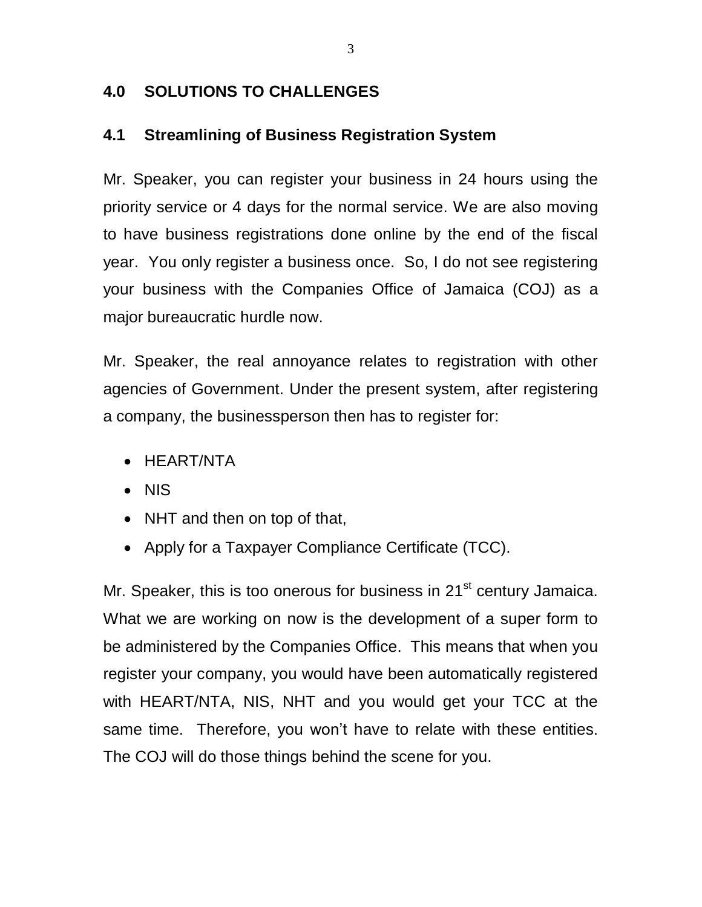## 4.0 SOLUTIONS TO CHALLENGES

### 4.1 Streamlining of Business Registration System

Mr. Speaker, you can register your business in 24 hours using the priority service or 4 days for the normal service. We are also moving to have business registrations done online by the end of the fiscal year. You only register a business once. So, I do not see registering your business with the Companies Office of Jamaica (COJ) as a major bureaucratic hurdle now.

Mr. Speaker, the real annoyance relates to registration with other agencies of Government. Under the present system, after registering a company, the businessperson then has to register for:

- HEART/NTA
- NIS
- NHT and then on top of that,
- Apply for a Taxpayer Compliance Certificate (TCC).

Mr. Speaker, this is too onerous for business in 21st century Jamaica. What we are working on now is the development of a super form to be administered by the Companies Office. This means that when you register your company, you would have been automatically registered with HEART/NTA, NIS, NHT and you would get your TCC at the same time. Therefore, you won't have to relate with these entities. The COJ will do those things behind the scene for you.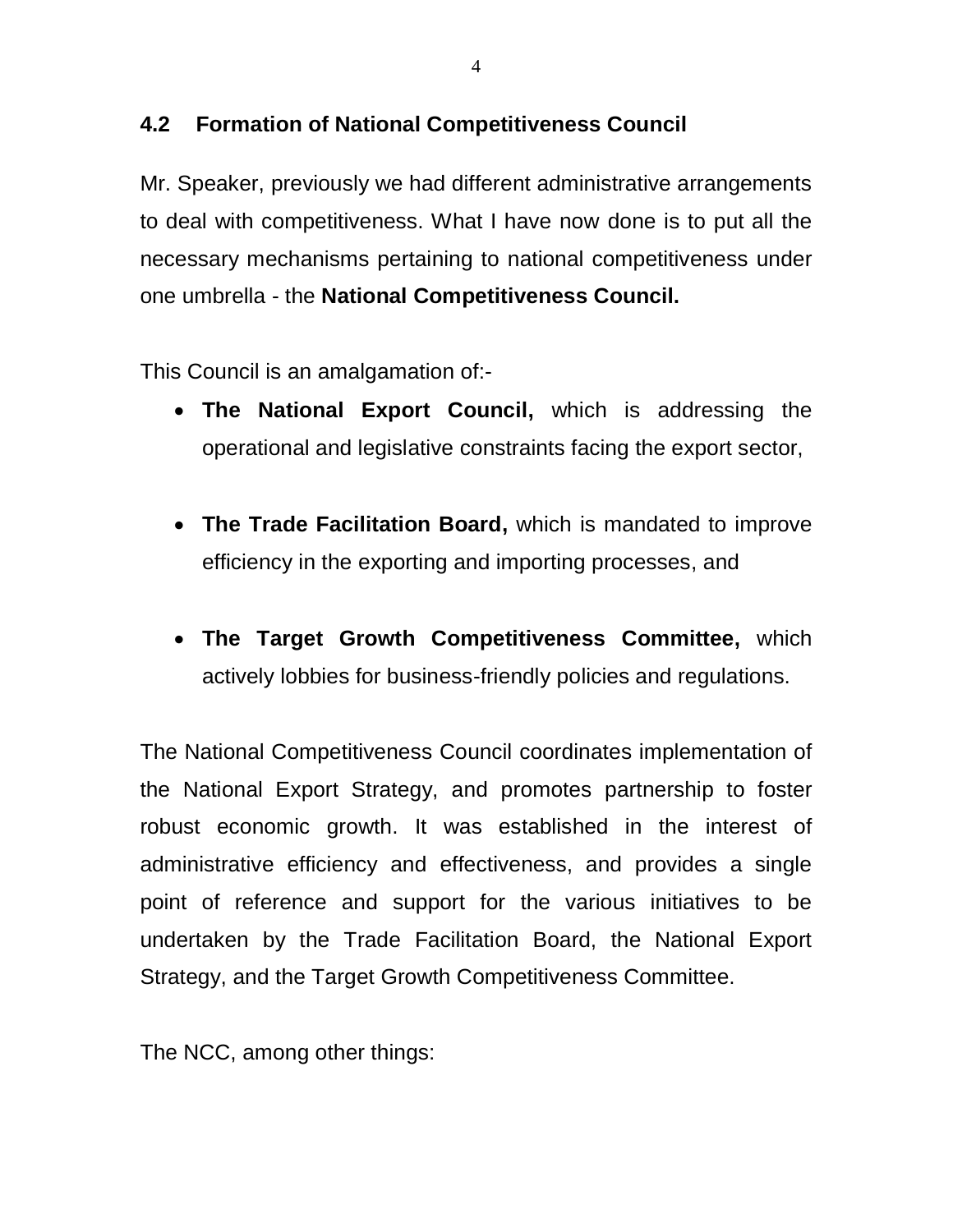## 4.2 Formation of National Competitiveness Council

Mr. Speaker, previously we had different administrative arrangements to deal with competitiveness. What I have now done is to put all the necessary mechanisms pertaining to national competitiveness under one umbrella - the **National Competitiveness Council.**

This Council is an amalgamation of:-

- **The National Export Council,** which is addressing the operational and legislative constraints facing the export sector,

- **The Trade Facilitation Board,** which is mandated to improve efficiency in the exporting and importing processes, and

- **The Target Growth Competitiveness Committee,** which actively lobbies for business-friendly policies and regulations.

The National Competitiveness Council coordinates implementation of the National Export Strategy, and promotes partnership to foster robust economic growth. It was established in the interest of administrative efficiency and effectiveness, and provides a single point of reference and support for the various initiatives to be undertaken by the Trade Facilitation Board, the National Export Strategy, and the Target Growth Competitiveness Committee.

The NCC, among other things: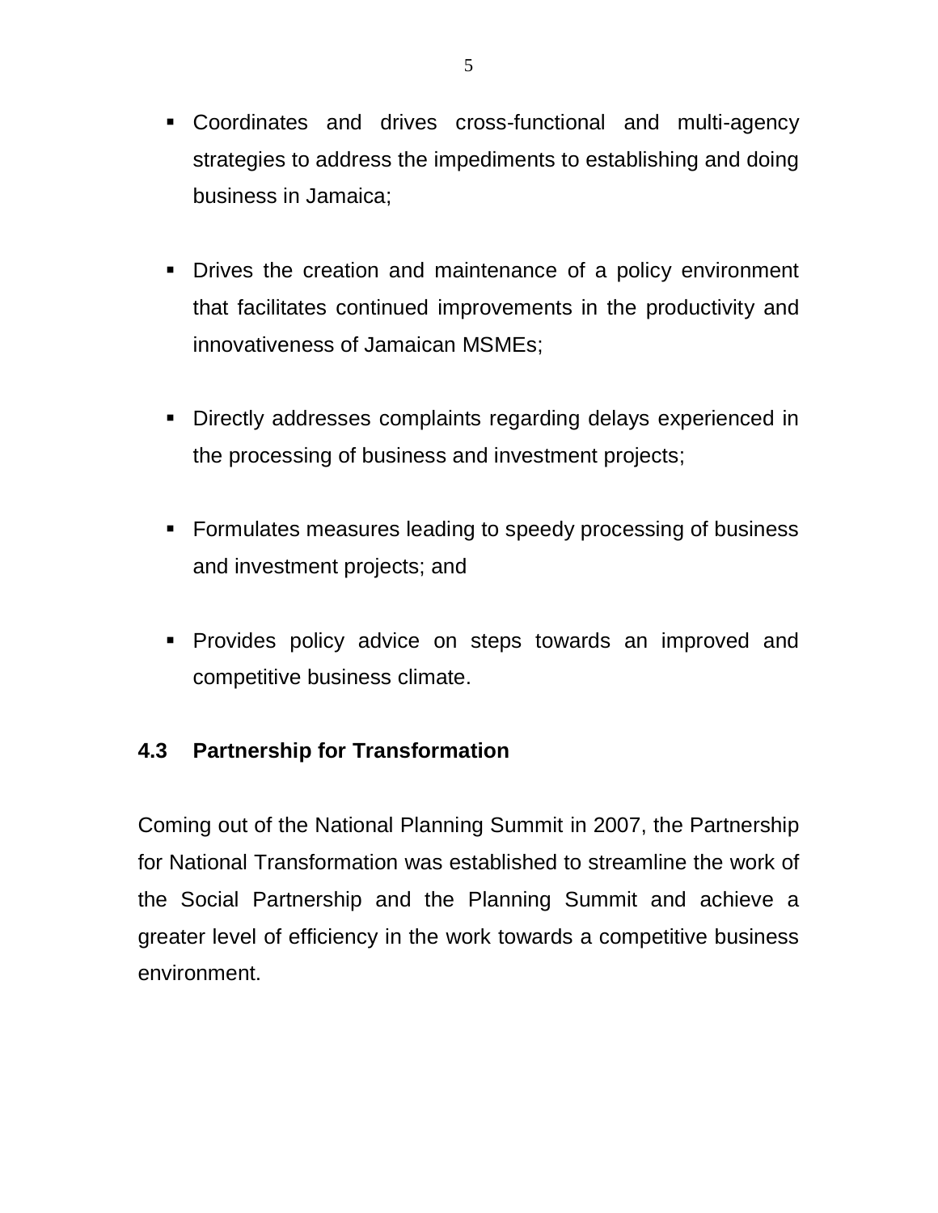- Coordinates and drives cross-functional and multi-agency strategies to address the impediments to establishing and doing business in Jamaica;

- Drives the creation and maintenance of a policy environment that facilitates continued improvements in the productivity and innovativeness of Jamaican MSMEs;

- Directly addresses complaints regarding delays experienced in the processing of business and investment projects;

- Formulates measures leading to speedy processing of business and investment projects; and

- Provides policy advice on steps towards an improved and competitive business climate.

### 4.3 Partnership for Transformation

Coming out of the National Planning Summit in 2007, the Partnership for National Transformation was established to streamline the work of the Social Partnership and the Planning Summit and achieve a greater level of efficiency in the work towards a competitive business environment.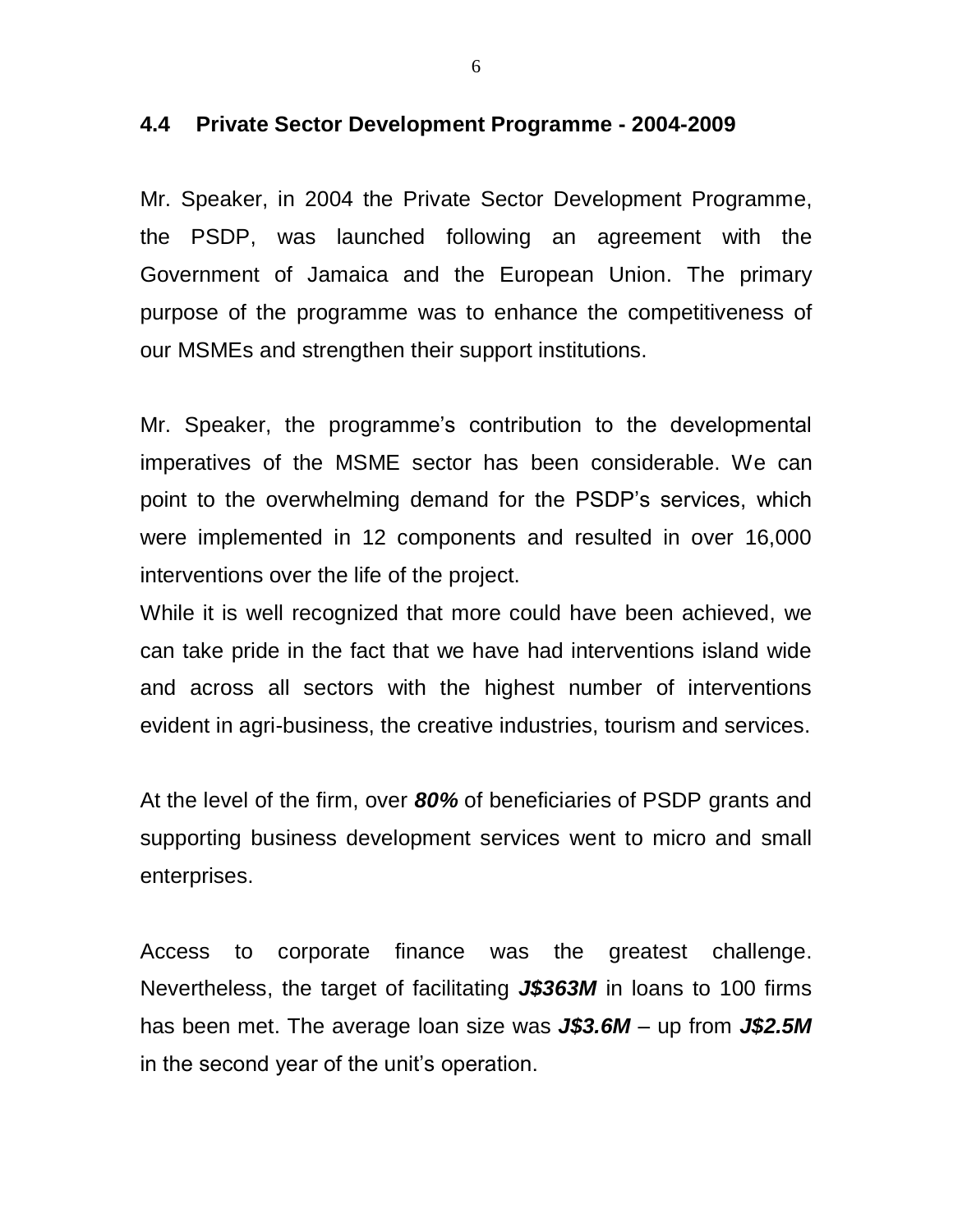## 4.4 Private Sector Development Programme - 2004-2009

Mr. Speaker, in 2004 the Private Sector Development Programme, the PSDP, was launched following an agreement with the Government of Jamaica and the European Union. The primary purpose of the programme was to enhance the competitiveness of our MSMEs and strengthen their support institutions.

Mr. Speaker, the programme's contribution to the developmental imperatives of the MSME sector has been considerable. We can point to the overwhelming demand for the PSDP's services, which were implemented in 12 components and resulted in over 16,000 interventions over the life of the project.

While it is well recognized that more could have been achieved, we can take pride in the fact that we have had interventions island wide and across all sectors with the highest number of interventions evident in agri-business, the creative industries, tourism and services.

At the level of the firm, over ***80%*** of beneficiaries of PSDP grants and supporting business development services went to micro and small enterprises.

Access to corporate finance was the greatest challenge. Nevertheless, the target of facilitating ***J$363M*** in loans to 100 firms has been met. The average loan size was ***J$3.6M*** – up from ***J$2.5M*** in the second year of the unit's operation.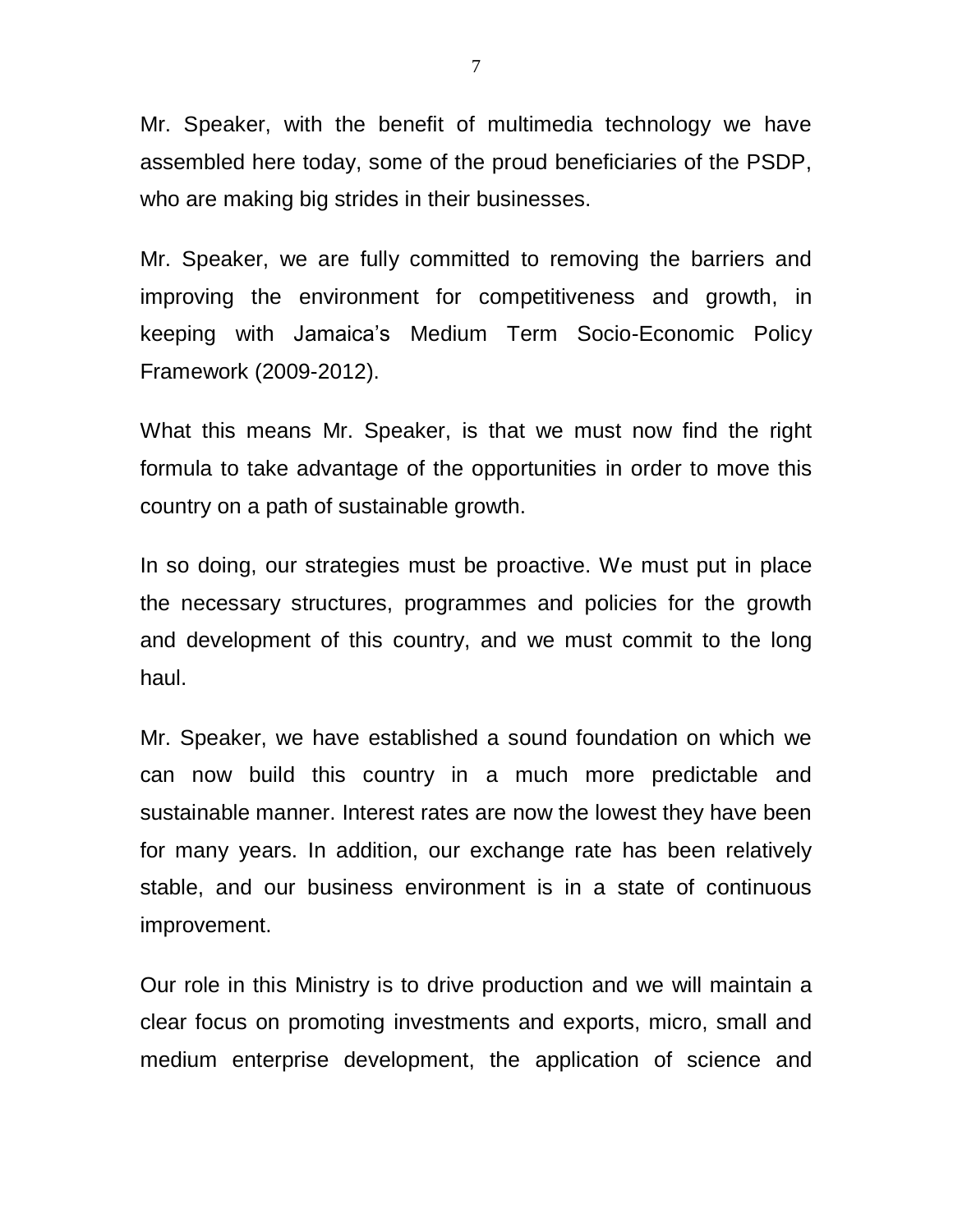Mr. Speaker, with the benefit of multimedia technology we have assembled here today, some of the proud beneficiaries of the PSDP, who are making big strides in their businesses.

Mr. Speaker, we are fully committed to removing the barriers and improving the environment for competitiveness and growth, in keeping with Jamaica's Medium Term Socio-Economic Policy Framework (2009-2012).

What this means Mr. Speaker, is that we must now find the right formula to take advantage of the opportunities in order to move this country on a path of sustainable growth.

In so doing, our strategies must be proactive. We must put in place the necessary structures, programmes and policies for the growth and development of this country, and we must commit to the long haul.

Mr. Speaker, we have established a sound foundation on which we can now build this country in a much more predictable and sustainable manner. Interest rates are now the lowest they have been for many years. In addition, our exchange rate has been relatively stable, and our business environment is in a state of continuous improvement.

Our role in this Ministry is to drive production and we will maintain a clear focus on promoting investments and exports, micro, small and medium enterprise development, the application of science and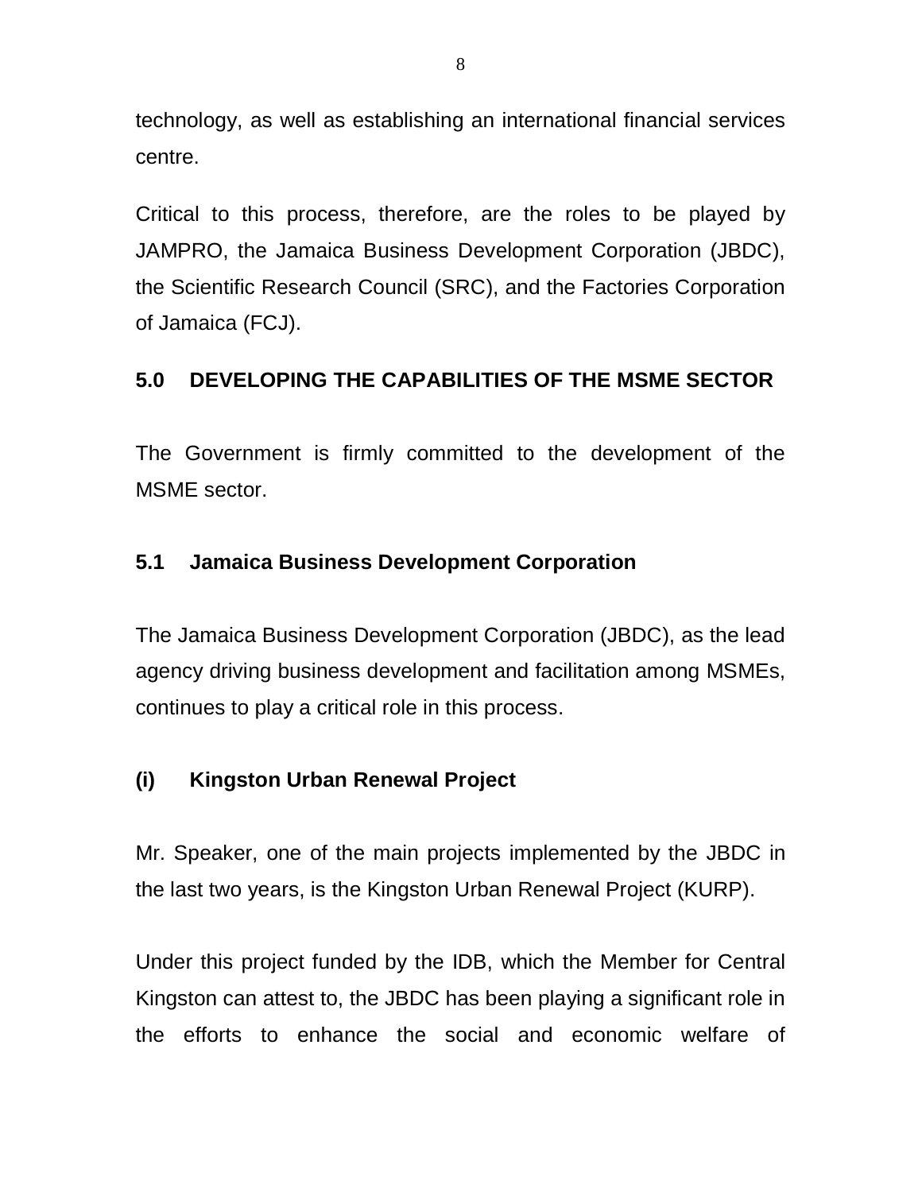technology, as well as establishing an international financial services centre.

Critical to this process, therefore, are the roles to be played by JAMPRO, the Jamaica Business Development Corporation (JBDC), the Scientific Research Council (SRC), and the Factories Corporation of Jamaica (FCJ).

## 5.0 DEVELOPING THE CAPABILITIES OF THE MSME SECTOR

The Government is firmly committed to the development of the MSME sector.

### 5.1 Jamaica Business Development Corporation

The Jamaica Business Development Corporation (JBDC), as the lead agency driving business development and facilitation among MSMEs, continues to play a critical role in this process.

#### (i) Kingston Urban Renewal Project

Mr. Speaker, one of the main projects implemented by the JBDC in the last two years, is the Kingston Urban Renewal Project (KURP).

Under this project funded by the IDB, which the Member for Central Kingston can attest to, the JBDC has been playing a significant role in the efforts to enhance the social and economic welfare of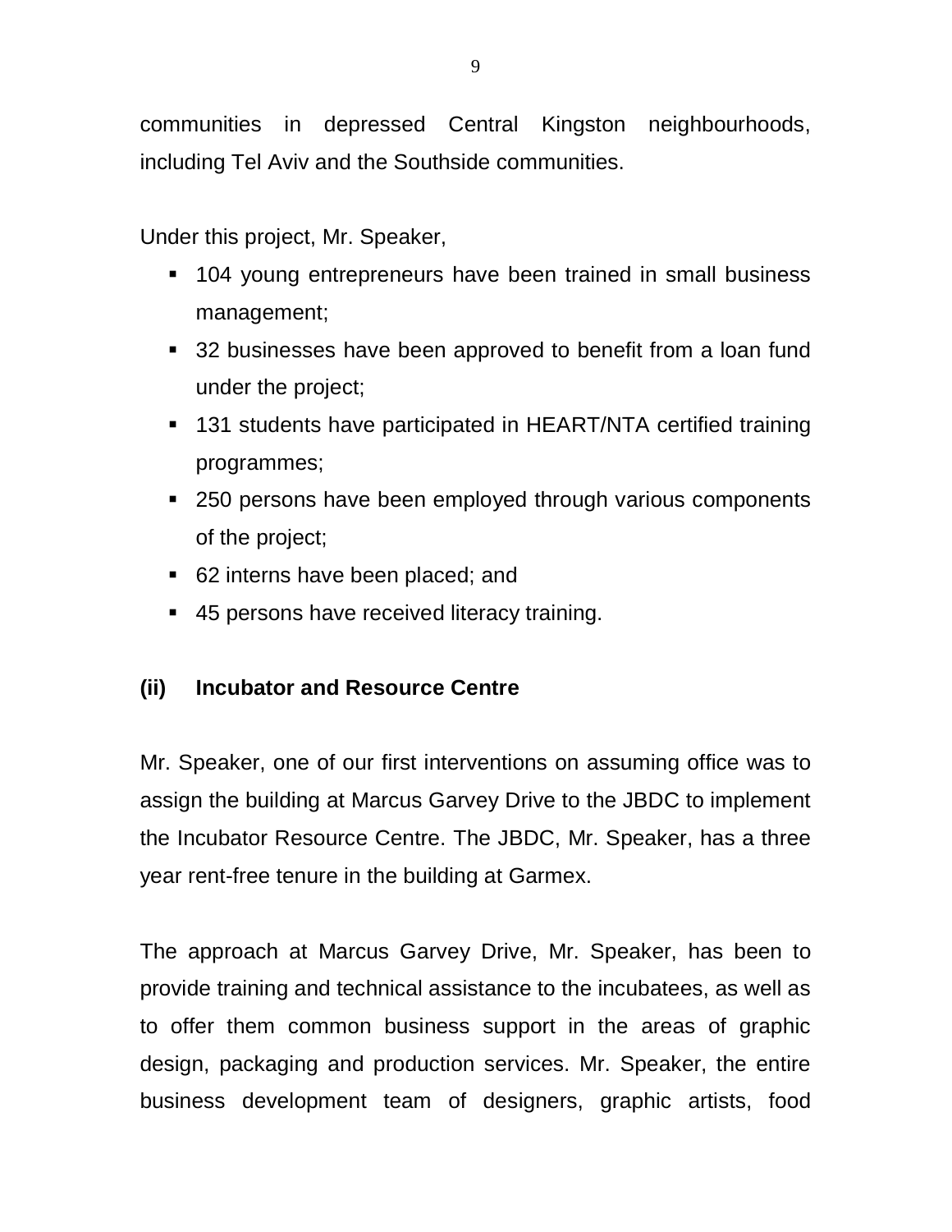communities in depressed Central Kingston neighbourhoods, including Tel Aviv and the Southside communities.

Under this project, Mr. Speaker,

- 104 young entrepreneurs have been trained in small business management;
- 32 businesses have been approved to benefit from a loan fund under the project;
- 131 students have participated in HEART/NTA certified training programmes;
- 250 persons have been employed through various components of the project;
- 62 interns have been placed; and
- 45 persons have received literacy training.

**(ii) Incubator and Resource Centre**

Mr. Speaker, one of our first interventions on assuming office was to assign the building at Marcus Garvey Drive to the JBDC to implement the Incubator Resource Centre. The JBDC, Mr. Speaker, has a three year rent-free tenure in the building at Garmex.

The approach at Marcus Garvey Drive, Mr. Speaker, has been to provide training and technical assistance to the incubatees, as well as to offer them common business support in the areas of graphic design, packaging and production services. Mr. Speaker, the entire business development team of designers, graphic artists, food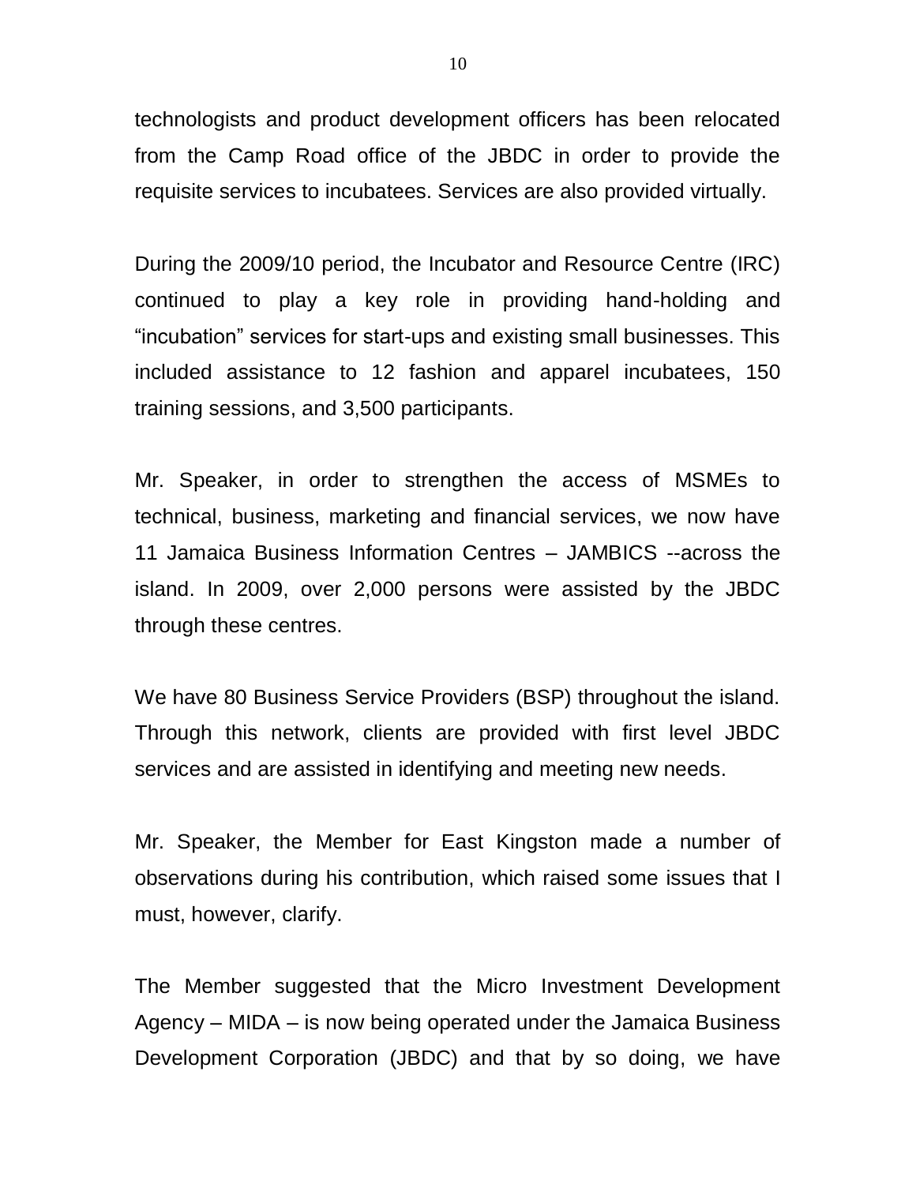technologists and product development officers has been relocated from the Camp Road office of the JBDC in order to provide the requisite services to incubatees. Services are also provided virtually.

During the 2009/10 period, the Incubator and Resource Centre (IRC) continued to play a key role in providing hand-holding and "incubation" services for start-ups and existing small businesses. This included assistance to 12 fashion and apparel incubatees, 150 training sessions, and 3,500 participants.

Mr. Speaker, in order to strengthen the access of MSMEs to technical, business, marketing and financial services, we now have 11 Jamaica Business Information Centres – JAMBICS --across the island. In 2009, over 2,000 persons were assisted by the JBDC through these centres.

We have 80 Business Service Providers (BSP) throughout the island. Through this network, clients are provided with first level JBDC services and are assisted in identifying and meeting new needs.

Mr. Speaker, the Member for East Kingston made a number of observations during his contribution, which raised some issues that I must, however, clarify.

The Member suggested that the Micro Investment Development Agency – MIDA – is now being operated under the Jamaica Business Development Corporation (JBDC) and that by so doing, we have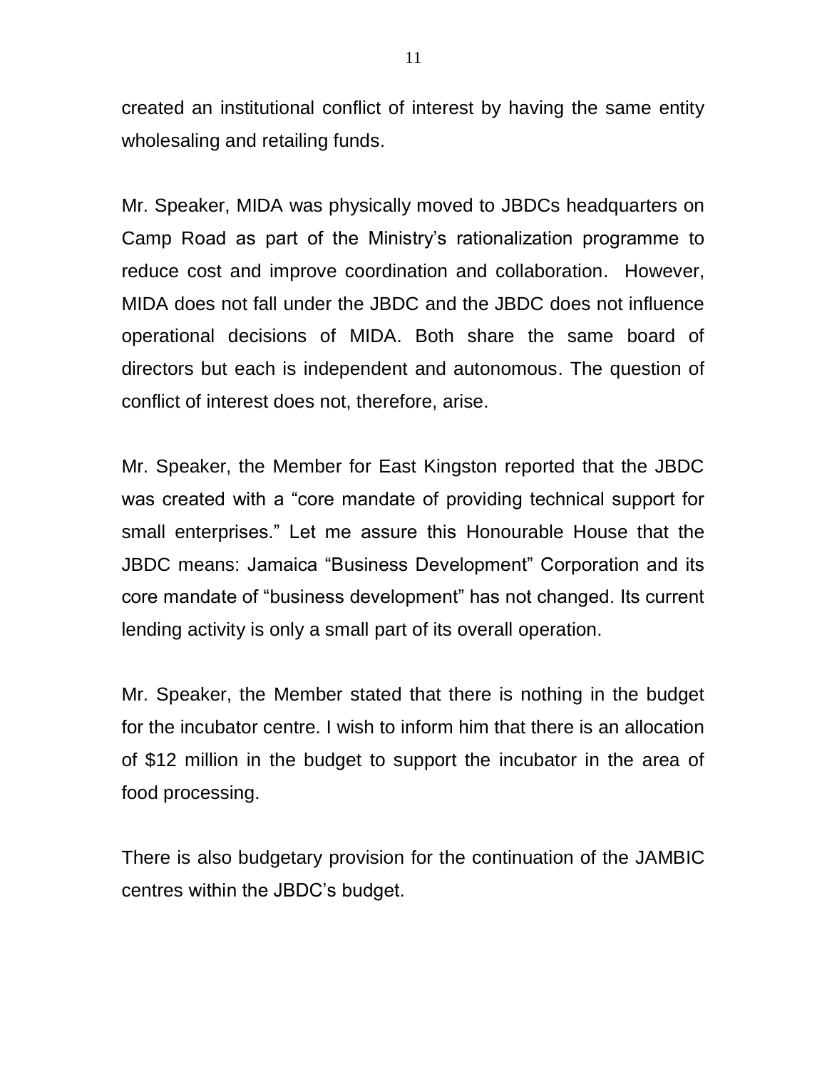created an institutional conflict of interest by having the same entity wholesaling and retailing funds.

Mr. Speaker, MIDA was physically moved to JBDCs headquarters on Camp Road as part of the Ministry's rationalization programme to reduce cost and improve coordination and collaboration. However, MIDA does not fall under the JBDC and the JBDC does not influence operational decisions of MIDA. Both share the same board of directors but each is independent and autonomous. The question of conflict of interest does not, therefore, arise.

Mr. Speaker, the Member for East Kingston reported that the JBDC was created with a "core mandate of providing technical support for small enterprises." Let me assure this Honourable House that the JBDC means: Jamaica "Business Development" Corporation and its core mandate of "business development" has not changed. Its current lending activity is only a small part of its overall operation.

Mr. Speaker, the Member stated that there is nothing in the budget for the incubator centre. I wish to inform him that there is an allocation of $12 million in the budget to support the incubator in the area of food processing.

There is also budgetary provision for the continuation of the JAMBIC centres within the JBDC's budget.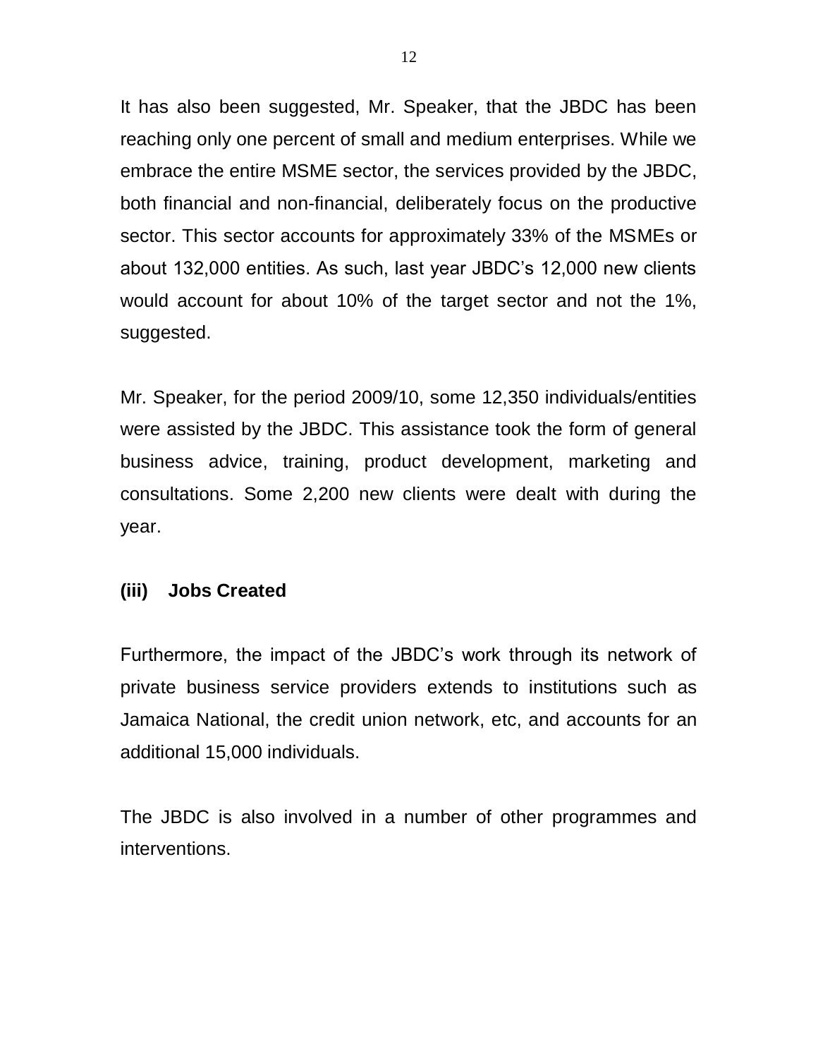It has also been suggested, Mr. Speaker, that the JBDC has been reaching only one percent of small and medium enterprises. While we embrace the entire MSME sector, the services provided by the JBDC, both financial and non-financial, deliberately focus on the productive sector. This sector accounts for approximately 33% of the MSMEs or about 132,000 entities. As such, last year JBDC's 12,000 new clients would account for about 10% of the target sector and not the 1%, suggested.

Mr. Speaker, for the period 2009/10, some 12,350 individuals/entities were assisted by the JBDC. This assistance took the form of general business advice, training, product development, marketing and consultations. Some 2,200 new clients were dealt with during the year.

### (iii) Jobs Created

Furthermore, the impact of the JBDC's work through its network of private business service providers extends to institutions such as Jamaica National, the credit union network, etc, and accounts for an additional 15,000 individuals.

The JBDC is also involved in a number of other programmes and interventions.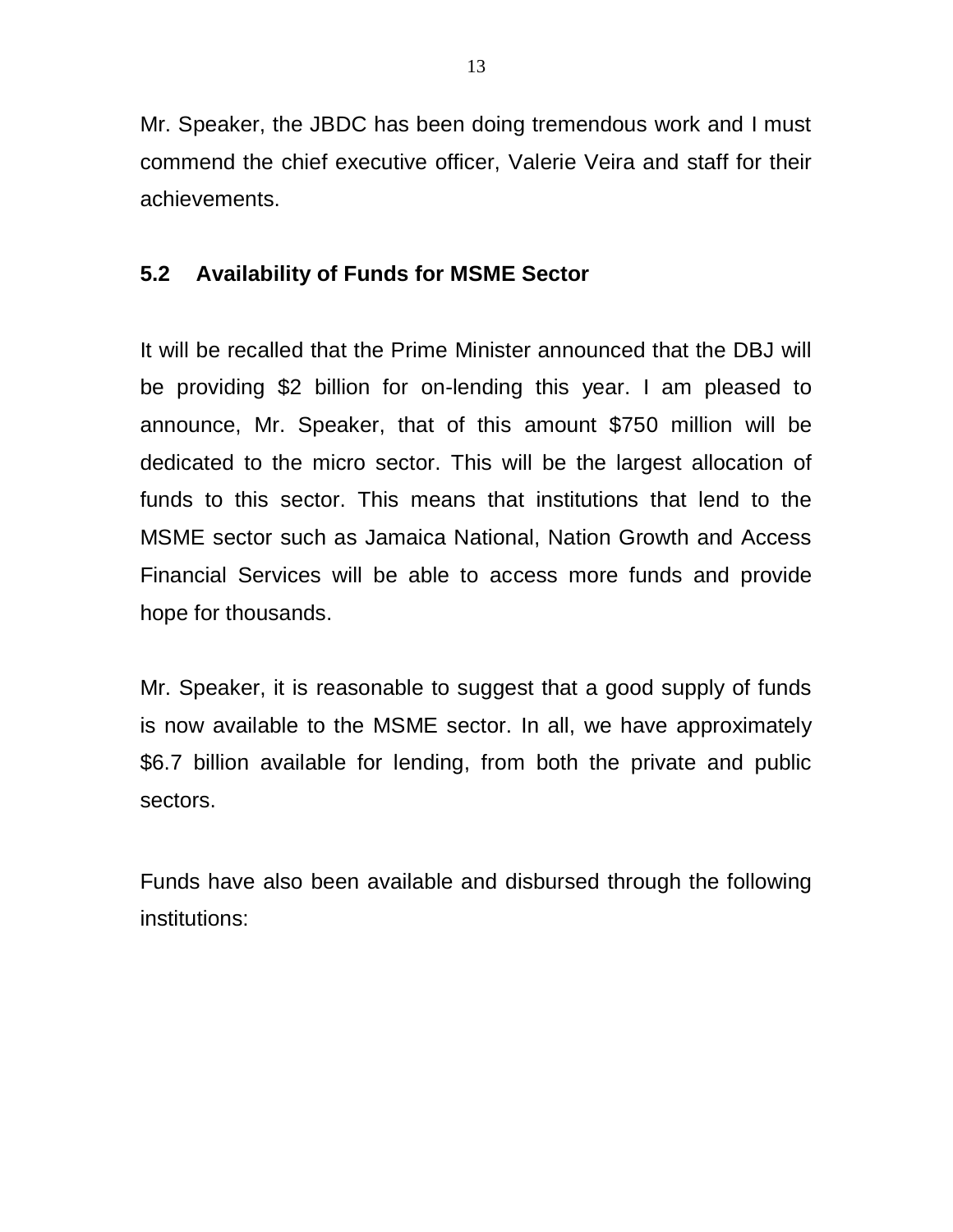Mr. Speaker, the JBDC has been doing tremendous work and I must commend the chief executive officer, Valerie Veira and staff for their achievements.

### 5.2 Availability of Funds for MSME Sector

It will be recalled that the Prime Minister announced that the DBJ will be providing $2 billion for on-lending this year. I am pleased to announce, Mr. Speaker, that of this amount $750 million will be dedicated to the micro sector. This will be the largest allocation of funds to this sector. This means that institutions that lend to the MSME sector such as Jamaica National, Nation Growth and Access Financial Services will be able to access more funds and provide hope for thousands.

Mr. Speaker, it is reasonable to suggest that a good supply of funds is now available to the MSME sector. In all, we have approximately $6.7 billion available for lending, from both the private and public sectors.

Funds have also been available and disbursed through the following institutions: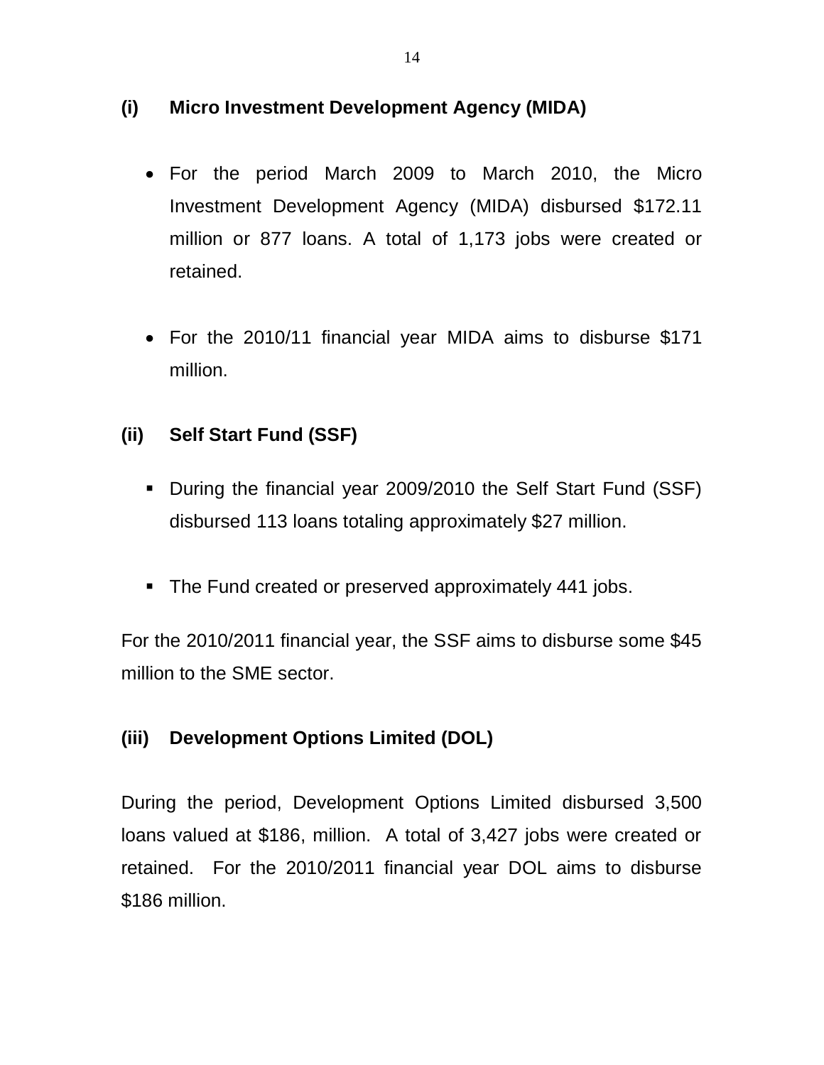**(i) Micro Investment Development Agency (MIDA)**

- For the period March 2009 to March 2010, the Micro Investment Development Agency (MIDA) disbursed $172.11 million or 877 loans. A total of 1,173 jobs were created or retained.

- For the 2010/11 financial year MIDA aims to disburse $171 million.

**(ii) Self Start Fund (SSF)**

- During the financial year 2009/2010 the Self Start Fund (SSF) disbursed 113 loans totaling approximately $27 million.

- The Fund created or preserved approximately 441 jobs.

For the 2010/2011 financial year, the SSF aims to disburse some $45 million to the SME sector.

**(iii) Development Options Limited (DOL)**

During the period, Development Options Limited disbursed 3,500 loans valued at $186, million. A total of 3,427 jobs were created or retained. For the 2010/2011 financial year DOL aims to disburse $186 million.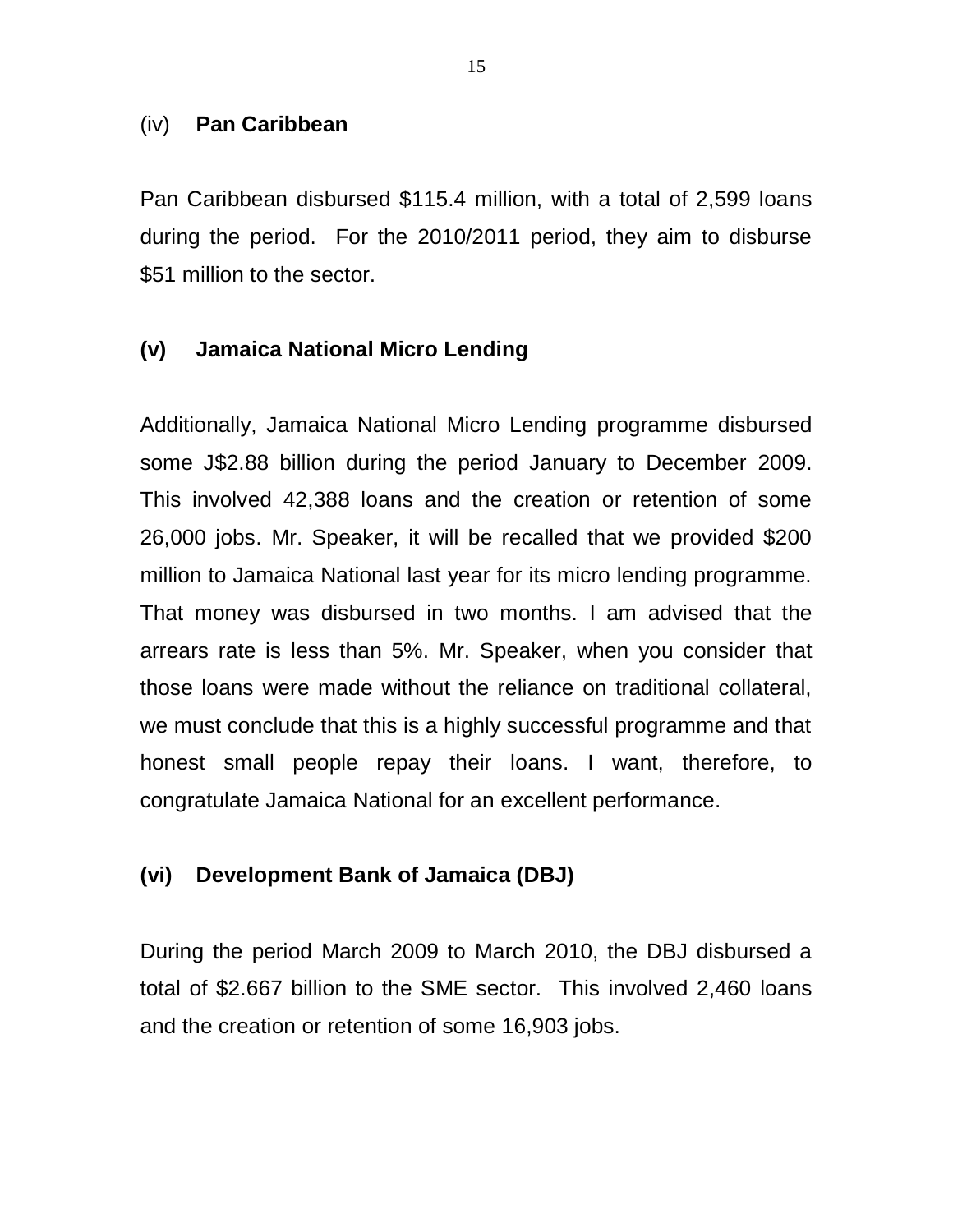(iv) **Pan Caribbean**

Pan Caribbean disbursed $115.4 million, with a total of 2,599 loans during the period. For the 2010/2011 period, they aim to disburse $51 million to the sector.

**(v) Jamaica National Micro Lending**

Additionally, Jamaica National Micro Lending programme disbursed some J$2.88 billion during the period January to December 2009. This involved 42,388 loans and the creation or retention of some 26,000 jobs. Mr. Speaker, it will be recalled that we provided $200 million to Jamaica National last year for its micro lending programme. That money was disbursed in two months. I am advised that the arrears rate is less than 5%. Mr. Speaker, when you consider that those loans were made without the reliance on traditional collateral, we must conclude that this is a highly successful programme and that honest small people repay their loans. I want, therefore, to congratulate Jamaica National for an excellent performance.

**(vi) Development Bank of Jamaica (DBJ)**

During the period March 2009 to March 2010, the DBJ disbursed a total of $2.667 billion to the SME sector. This involved 2,460 loans and the creation or retention of some 16,903 jobs.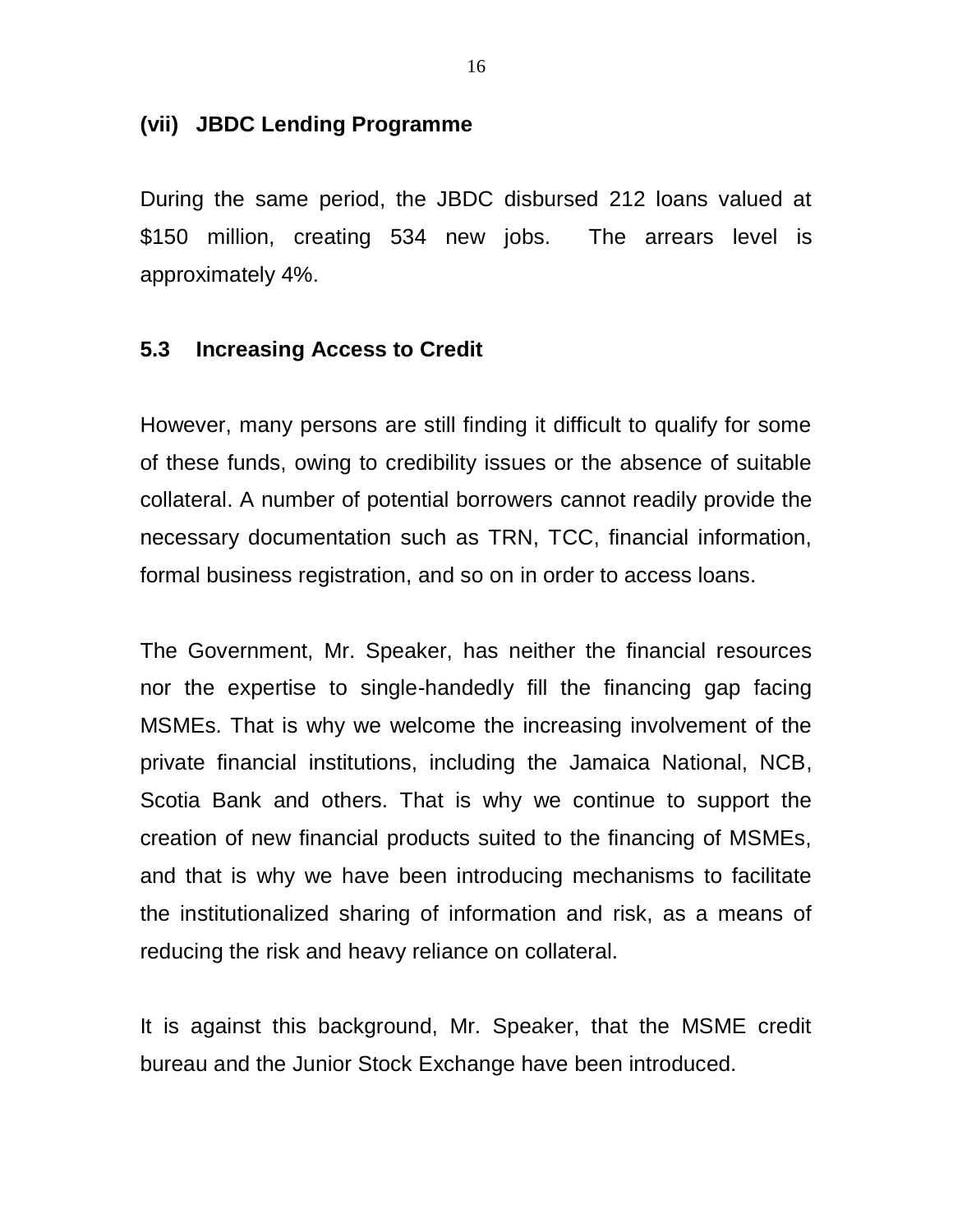### (vii) JBDC Lending Programme

During the same period, the JBDC disbursed 212 loans valued at $150 million, creating 534 new jobs. The arrears level is approximately 4%.

## 5.3 Increasing Access to Credit

However, many persons are still finding it difficult to qualify for some of these funds, owing to credibility issues or the absence of suitable collateral. A number of potential borrowers cannot readily provide the necessary documentation such as TRN, TCC, financial information, formal business registration, and so on in order to access loans.

The Government, Mr. Speaker, has neither the financial resources nor the expertise to single-handedly fill the financing gap facing MSMEs. That is why we welcome the increasing involvement of the private financial institutions, including the Jamaica National, NCB, Scotia Bank and others. That is why we continue to support the creation of new financial products suited to the financing of MSMEs, and that is why we have been introducing mechanisms to facilitate the institutionalized sharing of information and risk, as a means of reducing the risk and heavy reliance on collateral.

It is against this background, Mr. Speaker, that the MSME credit bureau and the Junior Stock Exchange have been introduced.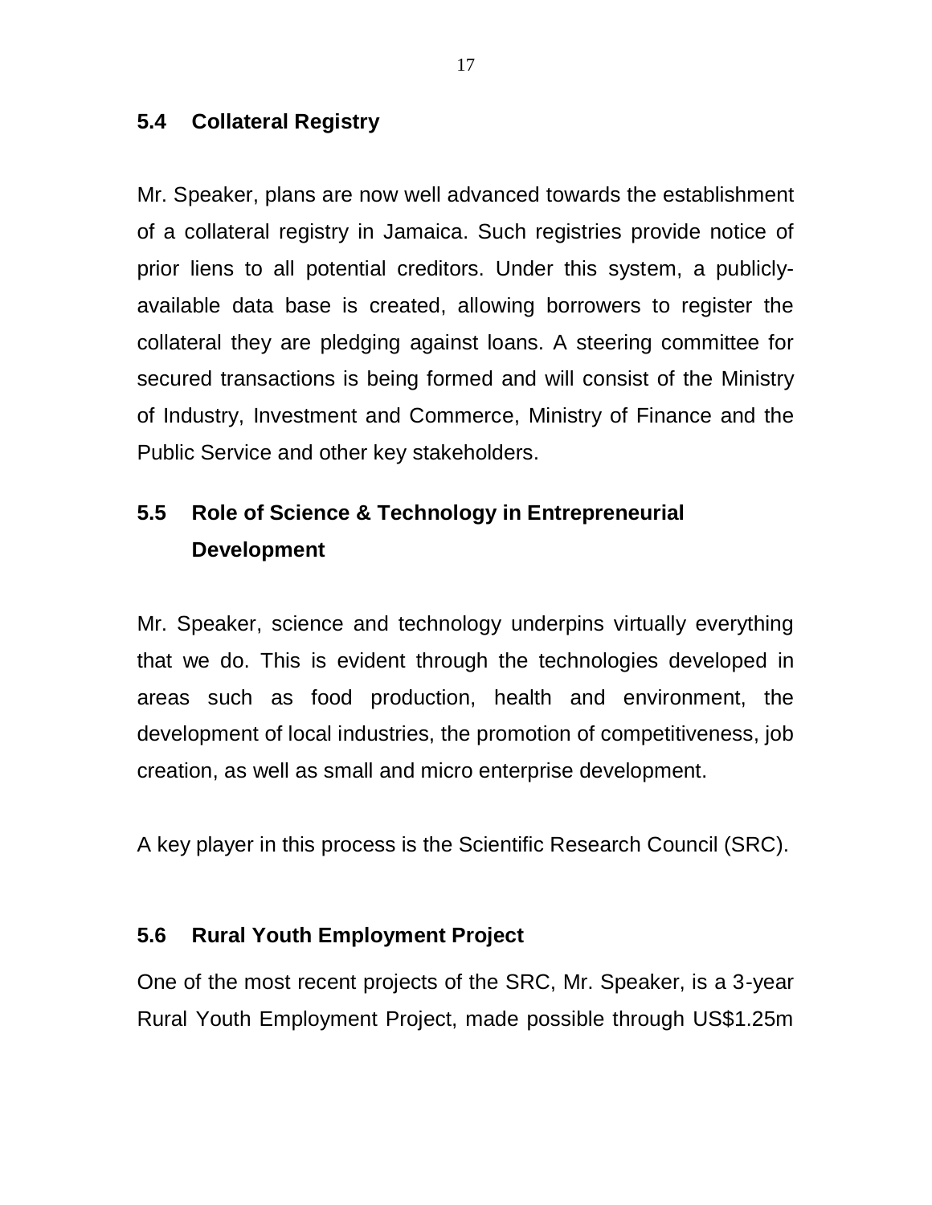### 5.4 Collateral Registry

Mr. Speaker, plans are now well advanced towards the establishment of a collateral registry in Jamaica. Such registries provide notice of prior liens to all potential creditors. Under this system, a publicly-available data base is created, allowing borrowers to register the collateral they are pledging against loans. A steering committee for secured transactions is being formed and will consist of the Ministry of Industry, Investment and Commerce, Ministry of Finance and the Public Service and other key stakeholders.

### 5.5 Role of Science & Technology in Entrepreneurial Development

Mr. Speaker, science and technology underpins virtually everything that we do. This is evident through the technologies developed in areas such as food production, health and environment, the development of local industries, the promotion of competitiveness, job creation, as well as small and micro enterprise development.

A key player in this process is the Scientific Research Council (SRC).

### 5.6 Rural Youth Employment Project

One of the most recent projects of the SRC, Mr. Speaker, is a 3-year Rural Youth Employment Project, made possible through US$1.25m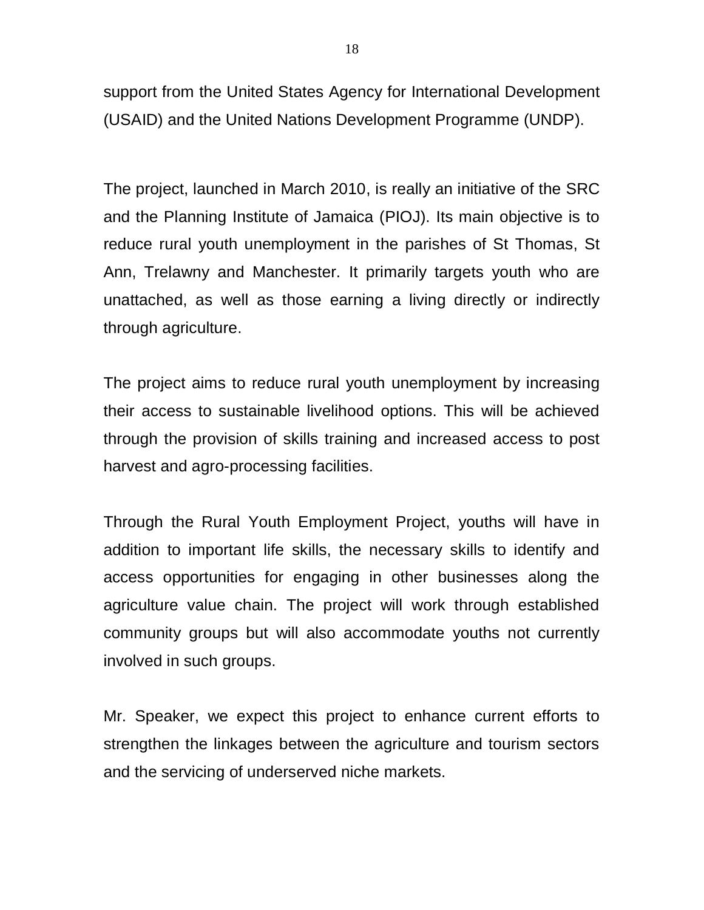support from the United States Agency for International Development (USAID) and the United Nations Development Programme (UNDP).

The project, launched in March 2010, is really an initiative of the SRC and the Planning Institute of Jamaica (PIOJ). Its main objective is to reduce rural youth unemployment in the parishes of St Thomas, St Ann, Trelawny and Manchester. It primarily targets youth who are unattached, as well as those earning a living directly or indirectly through agriculture.

The project aims to reduce rural youth unemployment by increasing their access to sustainable livelihood options. This will be achieved through the provision of skills training and increased access to post harvest and agro-processing facilities.

Through the Rural Youth Employment Project, youths will have in addition to important life skills, the necessary skills to identify and access opportunities for engaging in other businesses along the agriculture value chain. The project will work through established community groups but will also accommodate youths not currently involved in such groups.

Mr. Speaker, we expect this project to enhance current efforts to strengthen the linkages between the agriculture and tourism sectors and the servicing of underserved niche markets.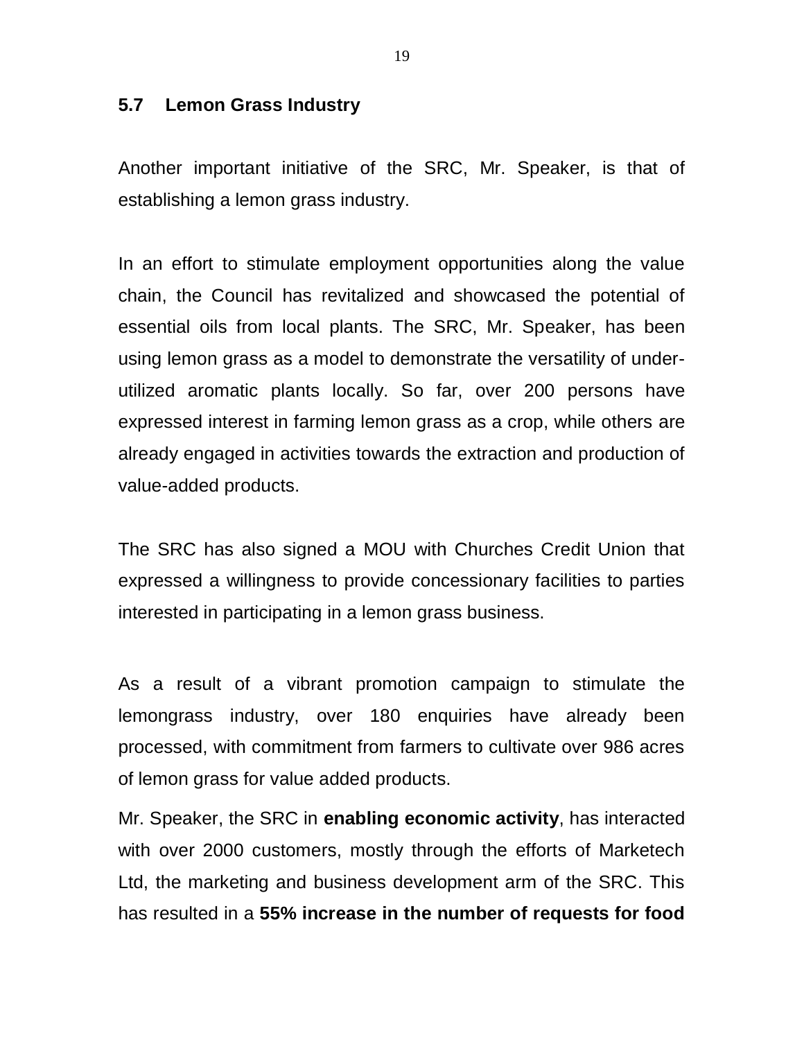### 5.7 Lemon Grass Industry

Another important initiative of the SRC, Mr. Speaker, is that of establishing a lemon grass industry.

In an effort to stimulate employment opportunities along the value chain, the Council has revitalized and showcased the potential of essential oils from local plants. The SRC, Mr. Speaker, has been using lemon grass as a model to demonstrate the versatility of under-utilized aromatic plants locally. So far, over 200 persons have expressed interest in farming lemon grass as a crop, while others are already engaged in activities towards the extraction and production of value-added products.

The SRC has also signed a MOU with Churches Credit Union that expressed a willingness to provide concessionary facilities to parties interested in participating in a lemon grass business.

As a result of a vibrant promotion campaign to stimulate the lemongrass industry, over 180 enquiries have already been processed, with commitment from farmers to cultivate over 986 acres of lemon grass for value added products.

Mr. Speaker, the SRC in **enabling economic activity**, has interacted with over 2000 customers, mostly through the efforts of Marketech Ltd, the marketing and business development arm of the SRC. This has resulted in a **55% increase in the number of requests for food**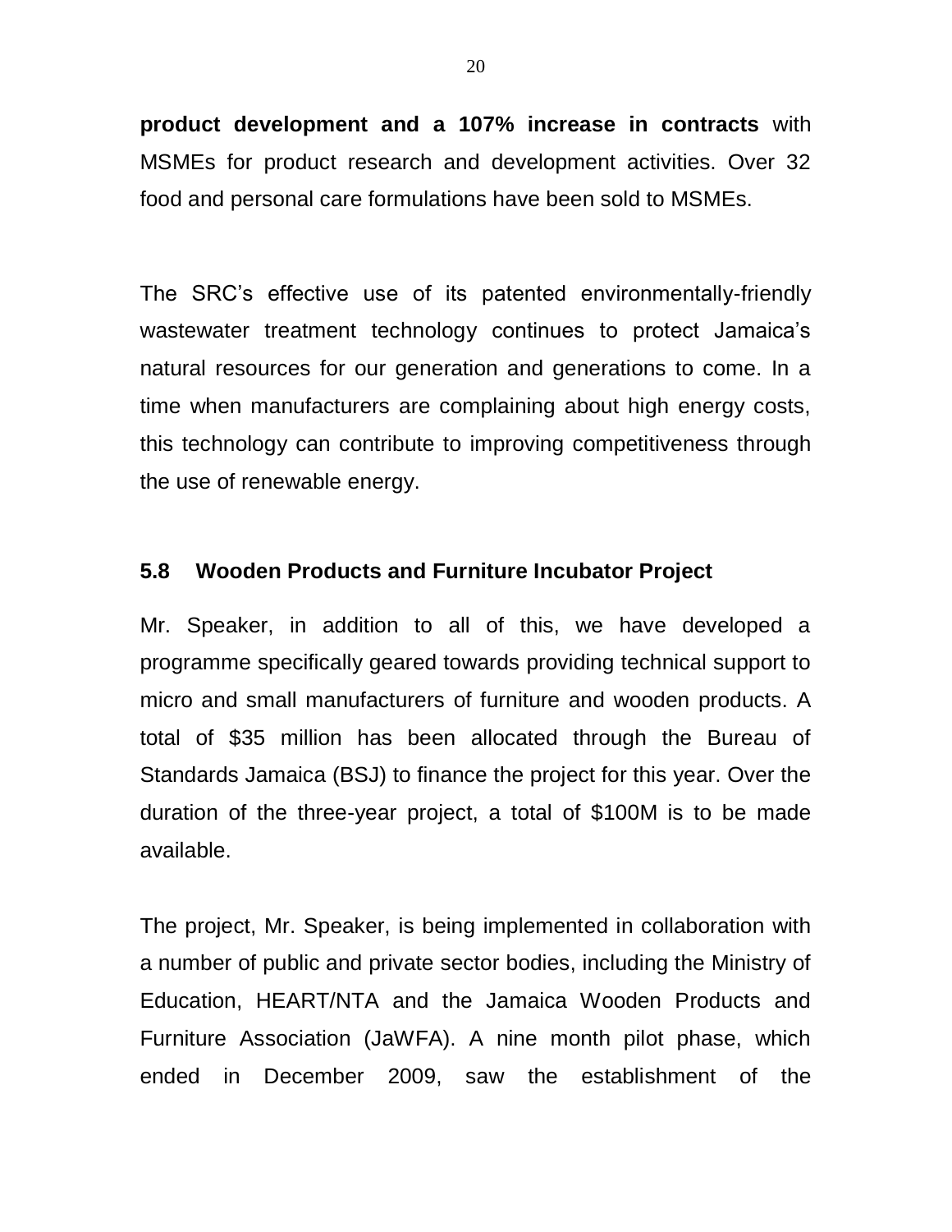**product development and a 107% increase in contracts** with MSMEs for product research and development activities. Over 32 food and personal care formulations have been sold to MSMEs.

The SRC's effective use of its patented environmentally-friendly wastewater treatment technology continues to protect Jamaica's natural resources for our generation and generations to come. In a time when manufacturers are complaining about high energy costs, this technology can contribute to improving competitiveness through the use of renewable energy.

### 5.8 Wooden Products and Furniture Incubator Project

Mr. Speaker, in addition to all of this, we have developed a programme specifically geared towards providing technical support to micro and small manufacturers of furniture and wooden products. A total of $35 million has been allocated through the Bureau of Standards Jamaica (BSJ) to finance the project for this year. Over the duration of the three-year project, a total of $100M is to be made available.

The project, Mr. Speaker, is being implemented in collaboration with a number of public and private sector bodies, including the Ministry of Education, HEART/NTA and the Jamaica Wooden Products and Furniture Association (JaWFA). A nine month pilot phase, which ended in December 2009, saw the establishment of the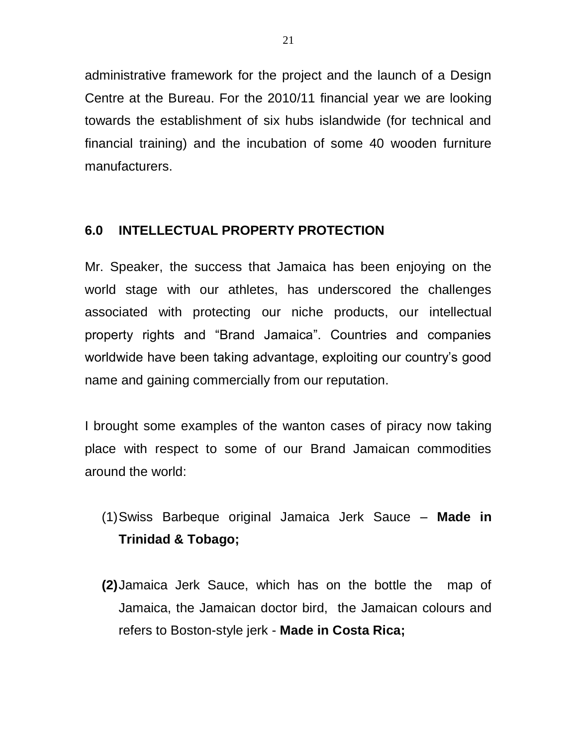administrative framework for the project and the launch of a Design Centre at the Bureau. For the 2010/11 financial year we are looking towards the establishment of six hubs islandwide (for technical and financial training) and the incubation of some 40 wooden furniture manufacturers.

## 6.0 INTELLECTUAL PROPERTY PROTECTION

Mr. Speaker, the success that Jamaica has been enjoying on the world stage with our athletes, has underscored the challenges associated with protecting our niche products, our intellectual property rights and “Brand Jamaica”. Countries and companies worldwide have been taking advantage, exploiting our country’s good name and gaining commercially from our reputation.

I brought some examples of the wanton cases of piracy now taking place with respect to some of our Brand Jamaican commodities around the world:

(1) Swiss Barbeque original Jamaica Jerk Sauce – **Made in Trinidad & Tobago;**

**(2)** Jamaica Jerk Sauce, which has on the bottle the map of Jamaica, the Jamaican doctor bird, the Jamaican colours and refers to Boston-style jerk - **Made in Costa Rica;**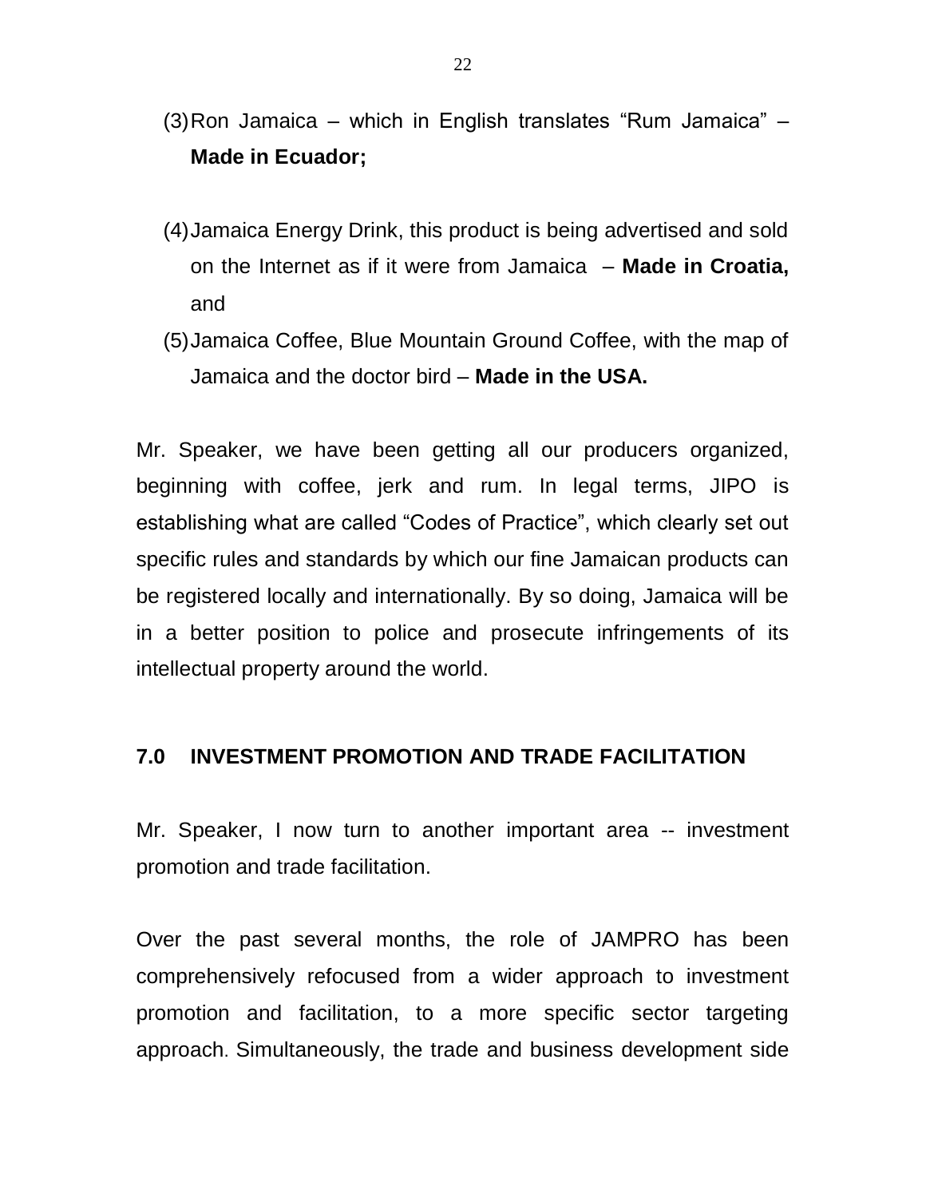(3) Ron Jamaica – which in English translates "Rum Jamaica" – **Made in Ecuador;**

(4) Jamaica Energy Drink, this product is being advertised and sold on the Internet as if it were from Jamaica – **Made in Croatia,** and

(5) Jamaica Coffee, Blue Mountain Ground Coffee, with the map of Jamaica and the doctor bird – **Made in the USA.**

Mr. Speaker, we have been getting all our producers organized, beginning with coffee, jerk and rum. In legal terms, JIPO is establishing what are called "Codes of Practice", which clearly set out specific rules and standards by which our fine Jamaican products can be registered locally and internationally. By so doing, Jamaica will be in a better position to police and prosecute infringements of its intellectual property around the world.

## 7.0 INVESTMENT PROMOTION AND TRADE FACILITATION

Mr. Speaker, I now turn to another important area -- investment promotion and trade facilitation.

Over the past several months, the role of JAMPRO has been comprehensively refocused from a wider approach to investment promotion and facilitation, to a more specific sector targeting approach. Simultaneously, the trade and business development side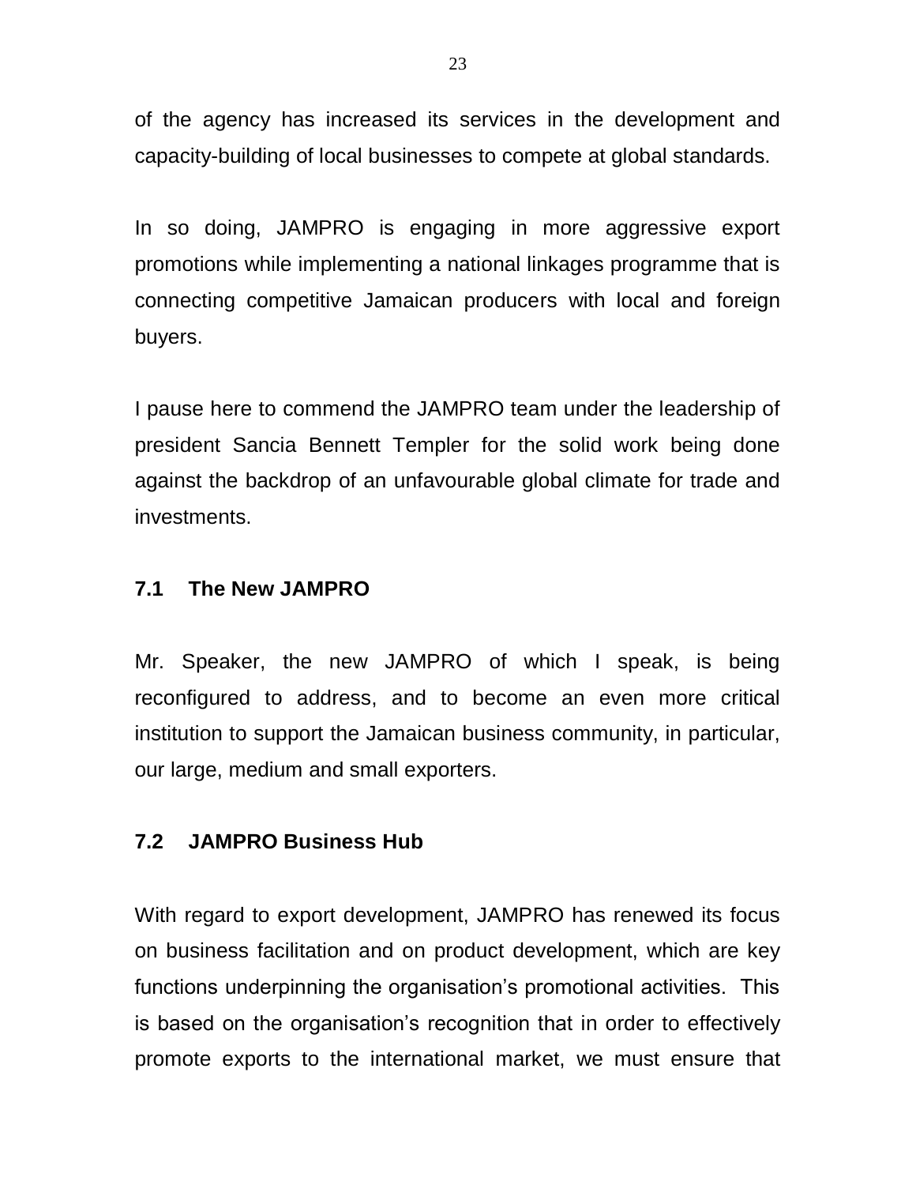of the agency has increased its services in the development and capacity-building of local businesses to compete at global standards.

In so doing, JAMPRO is engaging in more aggressive export promotions while implementing a national linkages programme that is connecting competitive Jamaican producers with local and foreign buyers.

I pause here to commend the JAMPRO team under the leadership of president Sancia Bennett Templer for the solid work being done against the backdrop of an unfavourable global climate for trade and investments.

### 7.1 The New JAMPRO

Mr. Speaker, the new JAMPRO of which I speak, is being reconfigured to address, and to become an even more critical institution to support the Jamaican business community, in particular, our large, medium and small exporters.

### 7.2 JAMPRO Business Hub

With regard to export development, JAMPRO has renewed its focus on business facilitation and on product development, which are key functions underpinning the organisation's promotional activities. This is based on the organisation's recognition that in order to effectively promote exports to the international market, we must ensure that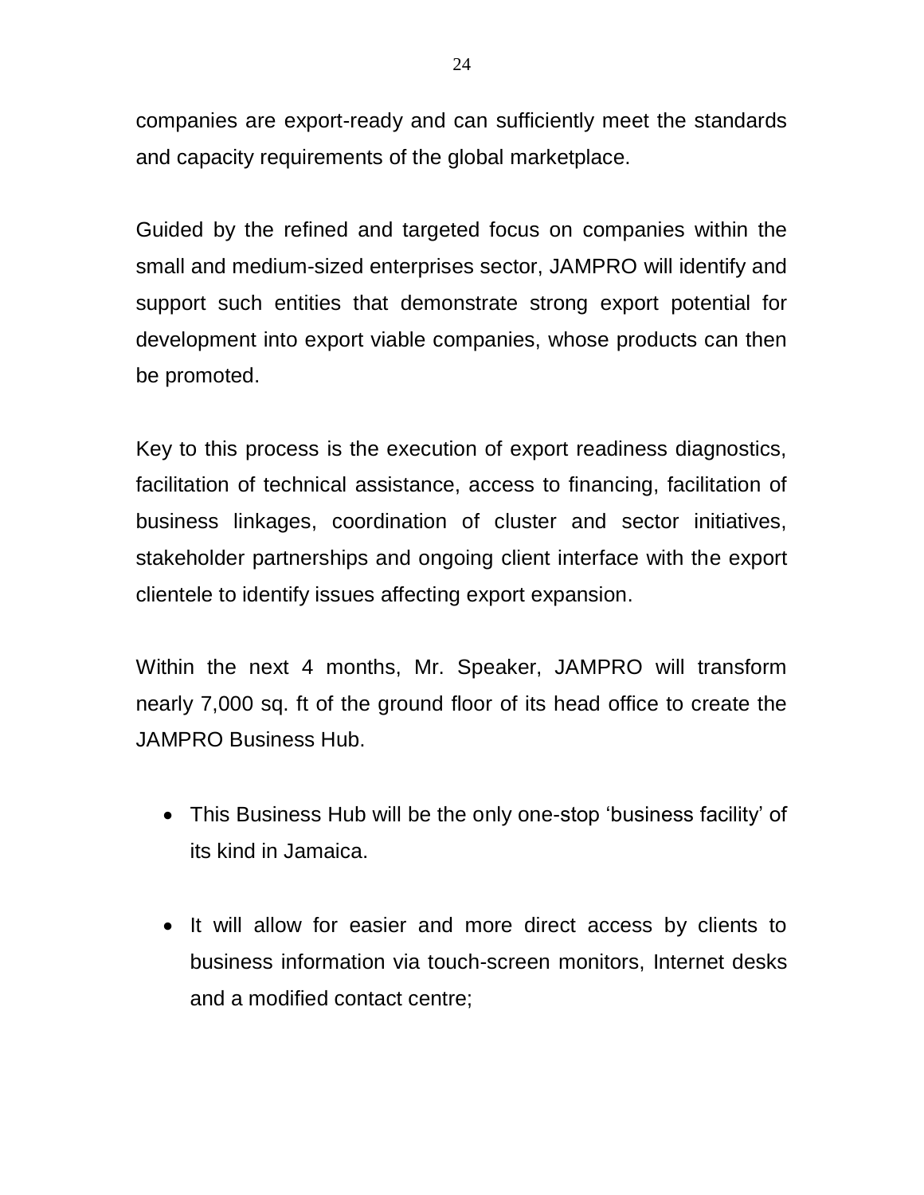companies are export-ready and can sufficiently meet the standards and capacity requirements of the global marketplace.

Guided by the refined and targeted focus on companies within the small and medium-sized enterprises sector, JAMPRO will identify and support such entities that demonstrate strong export potential for development into export viable companies, whose products can then be promoted.

Key to this process is the execution of export readiness diagnostics, facilitation of technical assistance, access to financing, facilitation of business linkages, coordination of cluster and sector initiatives, stakeholder partnerships and ongoing client interface with the export clientele to identify issues affecting export expansion.

Within the next 4 months, Mr. Speaker, JAMPRO will transform nearly 7,000 sq. ft of the ground floor of its head office to create the JAMPRO Business Hub.

- This Business Hub will be the only one-stop ‘business facility’ of its kind in Jamaica.
- It will allow for easier and more direct access by clients to business information via touch-screen monitors, Internet desks and a modified contact centre;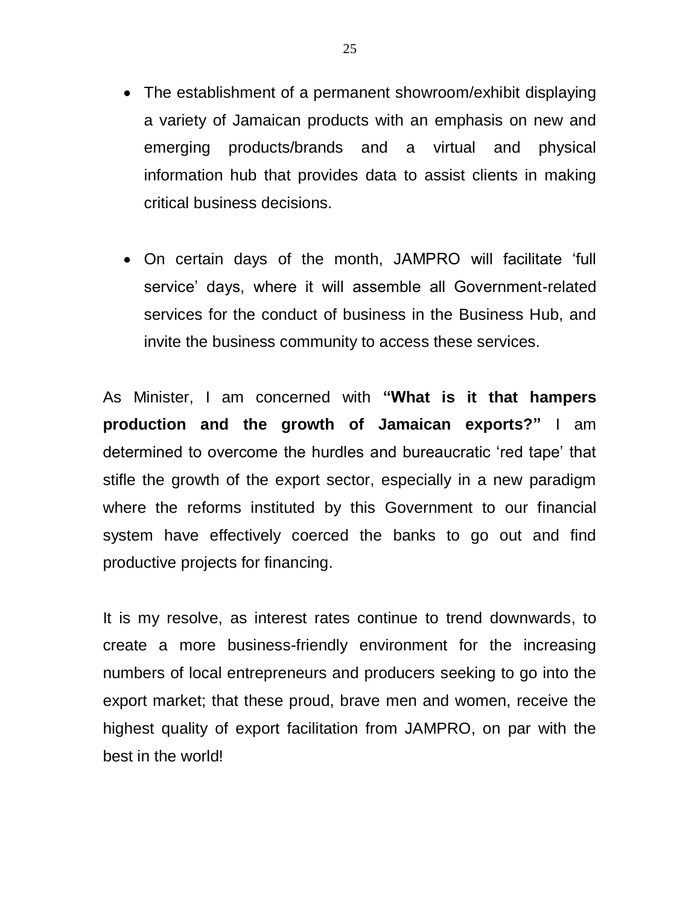- The establishment of a permanent showroom/exhibit displaying a variety of Jamaican products with an emphasis on new and emerging products/brands and a virtual and physical information hub that provides data to assist clients in making critical business decisions.

- On certain days of the month, JAMPRO will facilitate 'full service' days, where it will assemble all Government-related services for the conduct of business in the Business Hub, and invite the business community to access these services.

As Minister, I am concerned with **"What is it that hampers production and the growth of Jamaican exports?"** I am determined to overcome the hurdles and bureaucratic 'red tape' that stifle the growth of the export sector, especially in a new paradigm where the reforms instituted by this Government to our financial system have effectively coerced the banks to go out and find productive projects for financing.

It is my resolve, as interest rates continue to trend downwards, to create a more business-friendly environment for the increasing numbers of local entrepreneurs and producers seeking to go into the export market; that these proud, brave men and women, receive the highest quality of export facilitation from JAMPRO, on par with the best in the world!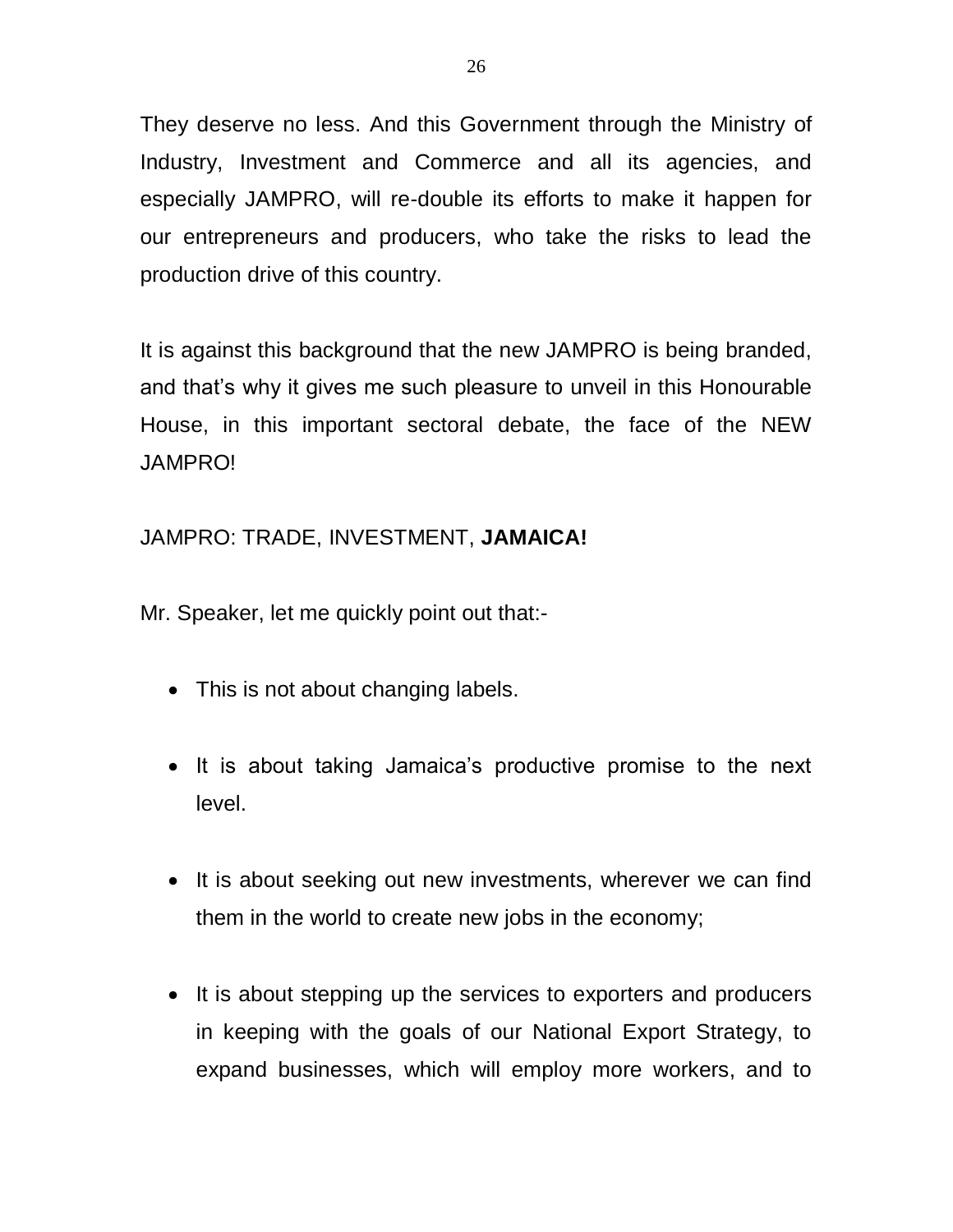They deserve no less. And this Government through the Ministry of Industry, Investment and Commerce and all its agencies, and especially JAMPRO, will re-double its efforts to make it happen for our entrepreneurs and producers, who take the risks to lead the production drive of this country.

It is against this background that the new JAMPRO is being branded, and that's why it gives me such pleasure to unveil in this Honourable House, in this important sectoral debate, the face of the NEW JAMPRO!

JAMPRO: TRADE, INVESTMENT, **JAMAICA!**

Mr. Speaker, let me quickly point out that:-

- This is not about changing labels.
- It is about taking Jamaica's productive promise to the next level.
- It is about seeking out new investments, wherever we can find them in the world to create new jobs in the economy;
- It is about stepping up the services to exporters and producers in keeping with the goals of our National Export Strategy, to expand businesses, which will employ more workers, and to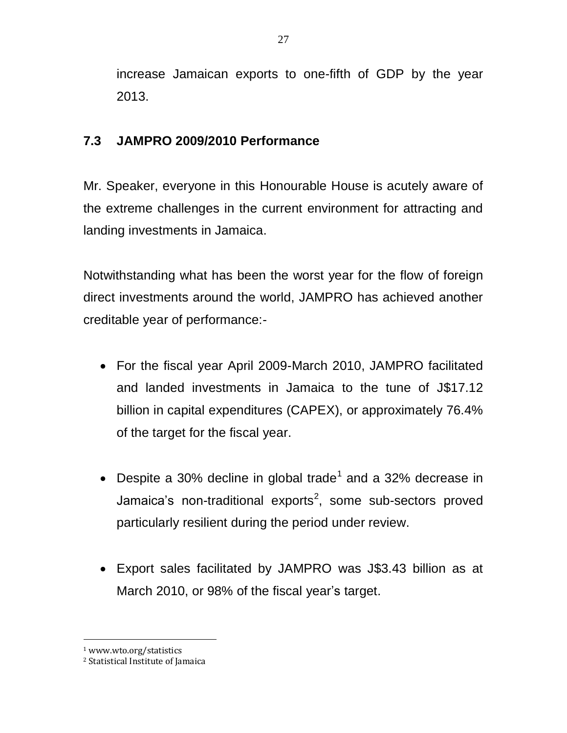increase Jamaican exports to one-fifth of GDP by the year 2013.

### 7.3 JAMPRO 2009/2010 Performance

Mr. Speaker, everyone in this Honourable House is acutely aware of the extreme challenges in the current environment for attracting and landing investments in Jamaica.

Notwithstanding what has been the worst year for the flow of foreign direct investments around the world, JAMPRO has achieved another creditable year of performance:-

- For the fiscal year April 2009-March 2010, JAMPRO facilitated and landed investments in Jamaica to the tune of J$17.12 billion in capital expenditures (CAPEX), or approximately 76.4% of the target for the fiscal year.
- Despite a 30% decline in global trade[1] and a 32% decrease in Jamaica's non-traditional exports[2], some sub-sectors proved particularly resilient during the period under review.
- Export sales facilitated by JAMPRO was J$3.43 billion as at March 2010, or 98% of the fiscal year's target.

---

[1] www.wto.org/statistics

[2] Statistical Institute of Jamaica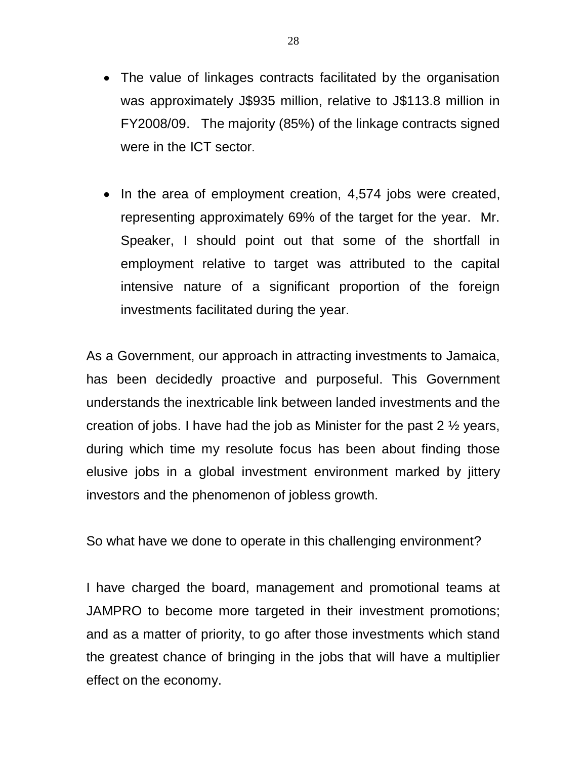- The value of linkages contracts facilitated by the organisation was approximately J$935 million, relative to J$113.8 million in FY2008/09. The majority (85%) of the linkage contracts signed were in the ICT sector.

- In the area of employment creation, 4,574 jobs were created, representing approximately 69% of the target for the year. Mr. Speaker, I should point out that some of the shortfall in employment relative to target was attributed to the capital intensive nature of a significant proportion of the foreign investments facilitated during the year.

As a Government, our approach in attracting investments to Jamaica, has been decidedly proactive and purposeful. This Government understands the inextricable link between landed investments and the creation of jobs. I have had the job as Minister for the past 2 ½ years, during which time my resolute focus has been about finding those elusive jobs in a global investment environment marked by jittery investors and the phenomenon of jobless growth.

So what have we done to operate in this challenging environment?

I have charged the board, management and promotional teams at JAMPRO to become more targeted in their investment promotions; and as a matter of priority, to go after those investments which stand the greatest chance of bringing in the jobs that will have a multiplier effect on the economy.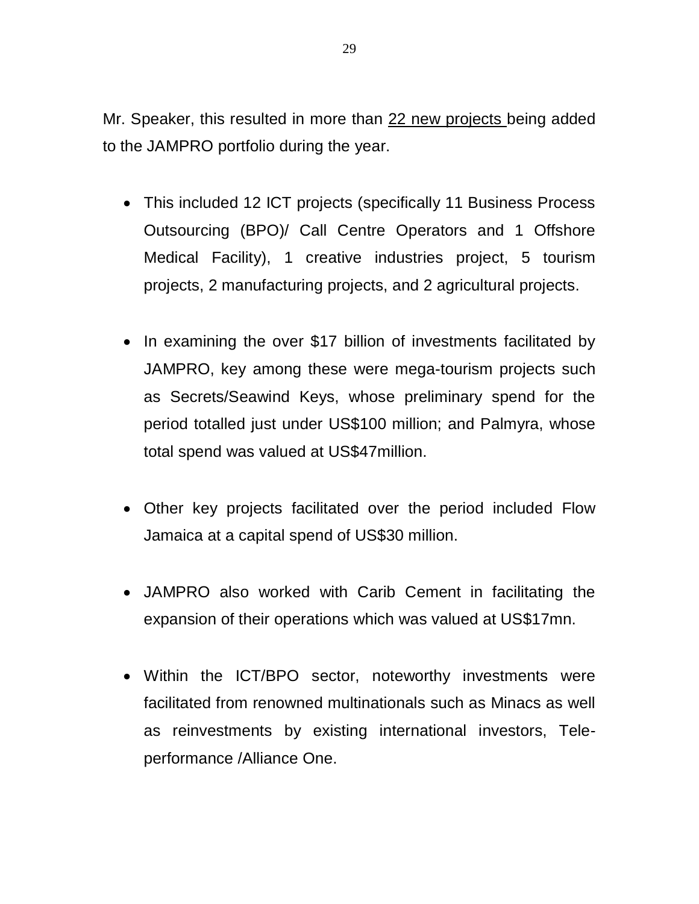Mr. Speaker, this resulted in more than 22 new projects being added to the JAMPRO portfolio during the year.

- This included 12 ICT projects (specifically 11 Business Process Outsourcing (BPO)/ Call Centre Operators and 1 Offshore Medical Facility), 1 creative industries project, 5 tourism projects, 2 manufacturing projects, and 2 agricultural projects.

- In examining the over $17 billion of investments facilitated by JAMPRO, key among these were mega-tourism projects such as Secrets/Seawind Keys, whose preliminary spend for the period totalled just under US$100 million; and Palmyra, whose total spend was valued at US$47million.

- Other key projects facilitated over the period included Flow Jamaica at a capital spend of US$30 million.

- JAMPRO also worked with Carib Cement in facilitating the expansion of their operations which was valued at US$17mn.

- Within the ICT/BPO sector, noteworthy investments were facilitated from renowned multinationals such as Minacs as well as reinvestments by existing international investors, Tele-performance /Alliance One.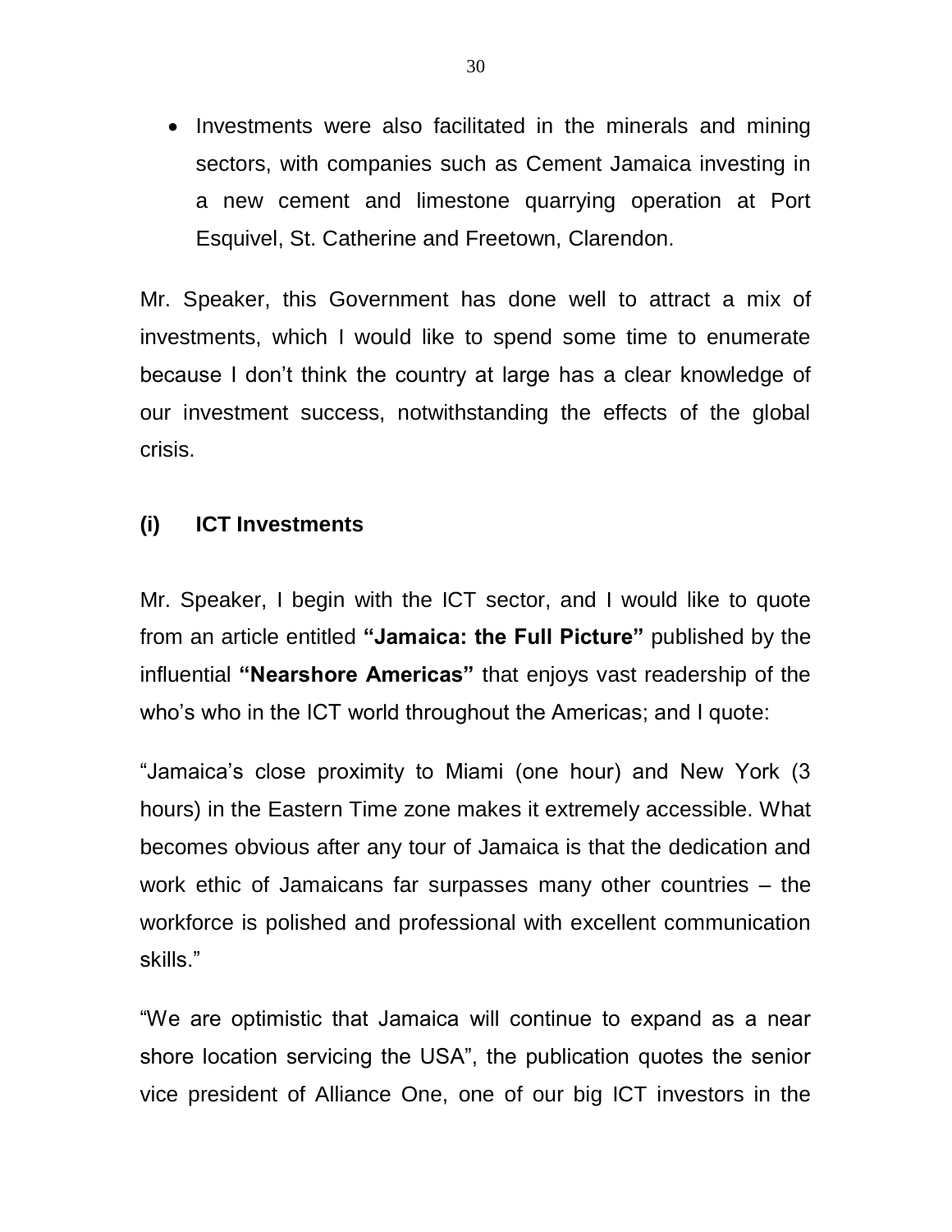- Investments were also facilitated in the minerals and mining sectors, with companies such as Cement Jamaica investing in a new cement and limestone quarrying operation at Port Esquivel, St. Catherine and Freetown, Clarendon.

Mr. Speaker, this Government has done well to attract a mix of investments, which I would like to spend some time to enumerate because I don't think the country at large has a clear knowledge of our investment success, notwithstanding the effects of the global crisis.

### (i) ICT Investments

Mr. Speaker, I begin with the ICT sector, and I would like to quote from an article entitled **"Jamaica: the Full Picture"** published by the influential **"Nearshore Americas"** that enjoys vast readership of the who's who in the ICT world throughout the Americas; and I quote:

"Jamaica's close proximity to Miami (one hour) and New York (3 hours) in the Eastern Time zone makes it extremely accessible. What becomes obvious after any tour of Jamaica is that the dedication and work ethic of Jamaicans far surpasses many other countries – the workforce is polished and professional with excellent communication skills."

"We are optimistic that Jamaica will continue to expand as a near shore location servicing the USA", the publication quotes the senior vice president of Alliance One, one of our big ICT investors in the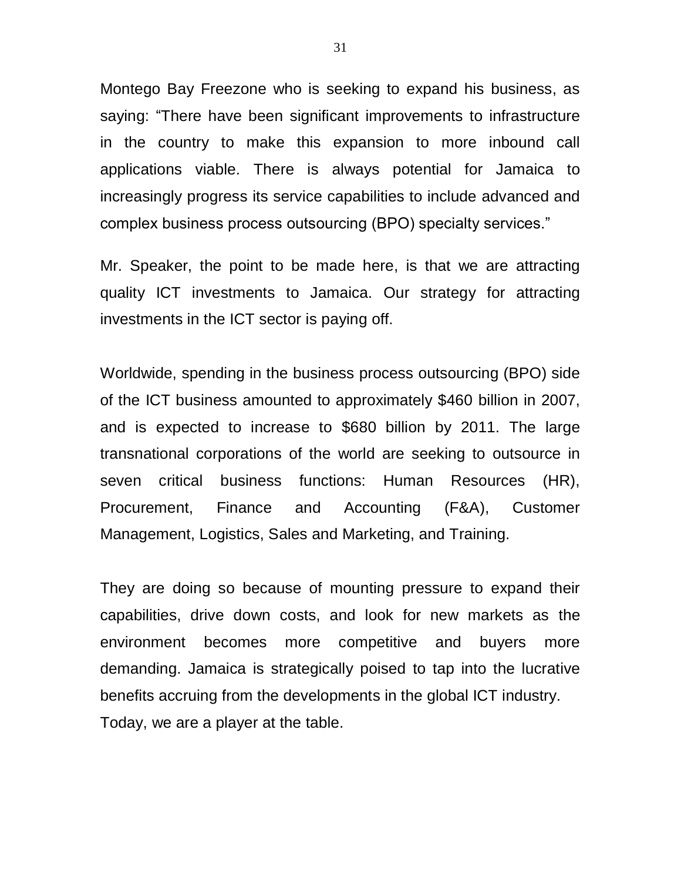Montego Bay Freezone who is seeking to expand his business, as saying: "There have been significant improvements to infrastructure in the country to make this expansion to more inbound call applications viable. There is always potential for Jamaica to increasingly progress its service capabilities to include advanced and complex business process outsourcing (BPO) specialty services."

Mr. Speaker, the point to be made here, is that we are attracting quality ICT investments to Jamaica. Our strategy for attracting investments in the ICT sector is paying off.

Worldwide, spending in the business process outsourcing (BPO) side of the ICT business amounted to approximately $460 billion in 2007, and is expected to increase to $680 billion by 2011. The large transnational corporations of the world are seeking to outsource in seven critical business functions: Human Resources (HR), Procurement, Finance and Accounting (F&A), Customer Management, Logistics, Sales and Marketing, and Training.

They are doing so because of mounting pressure to expand their capabilities, drive down costs, and look for new markets as the environment becomes more competitive and buyers more demanding. Jamaica is strategically poised to tap into the lucrative benefits accruing from the developments in the global ICT industry. Today, we are a player at the table.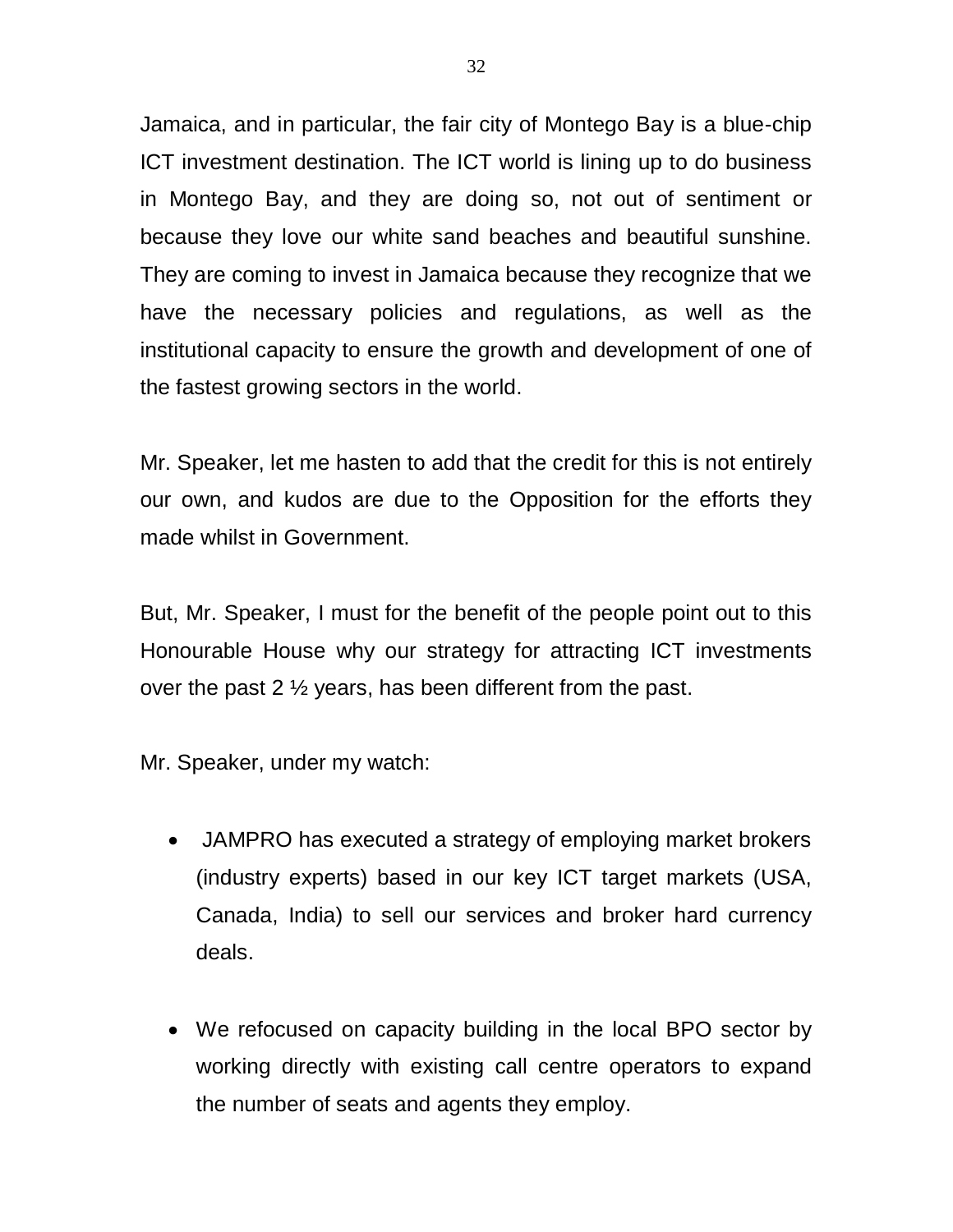Jamaica, and in particular, the fair city of Montego Bay is a blue-chip ICT investment destination. The ICT world is lining up to do business in Montego Bay, and they are doing so, not out of sentiment or because they love our white sand beaches and beautiful sunshine. They are coming to invest in Jamaica because they recognize that we have the necessary policies and regulations, as well as the institutional capacity to ensure the growth and development of one of the fastest growing sectors in the world.

Mr. Speaker, let me hasten to add that the credit for this is not entirely our own, and kudos are due to the Opposition for the efforts they made whilst in Government.

But, Mr. Speaker, I must for the benefit of the people point out to this Honourable House why our strategy for attracting ICT investments over the past 2 ½ years, has been different from the past.

Mr. Speaker, under my watch:

- JAMPRO has executed a strategy of employing market brokers (industry experts) based in our key ICT target markets (USA, Canada, India) to sell our services and broker hard currency deals.
- We refocused on capacity building in the local BPO sector by working directly with existing call centre operators to expand the number of seats and agents they employ.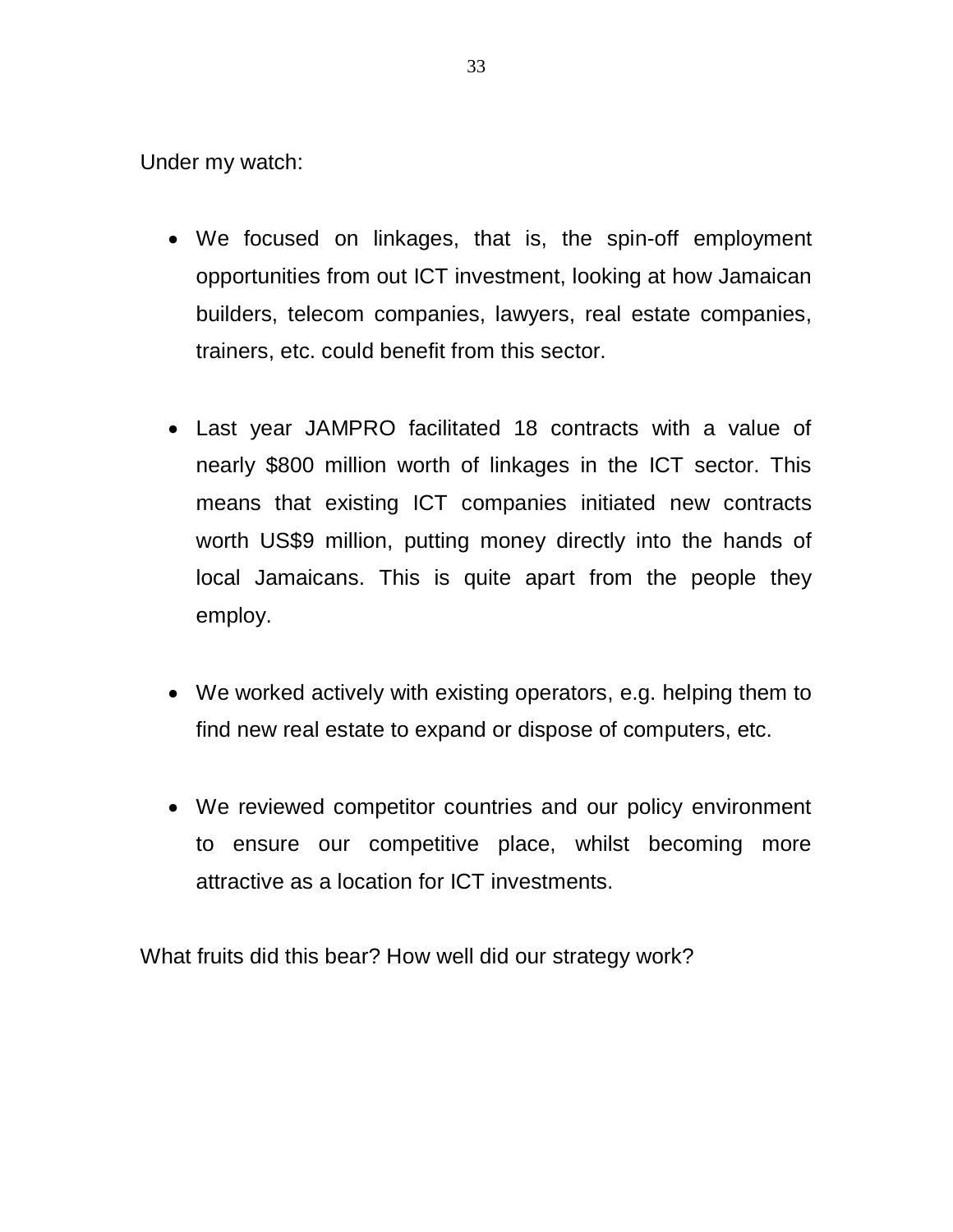Under my watch:

- We focused on linkages, that is, the spin-off employment opportunities from out ICT investment, looking at how Jamaican builders, telecom companies, lawyers, real estate companies, trainers, etc. could benefit from this sector.

- Last year JAMPRO facilitated 18 contracts with a value of nearly $800 million worth of linkages in the ICT sector. This means that existing ICT companies initiated new contracts worth US$9 million, putting money directly into the hands of local Jamaicans. This is quite apart from the people they employ.

- We worked actively with existing operators, e.g. helping them to find new real estate to expand or dispose of computers, etc.

- We reviewed competitor countries and our policy environment to ensure our competitive place, whilst becoming more attractive as a location for ICT investments.

What fruits did this bear? How well did our strategy work?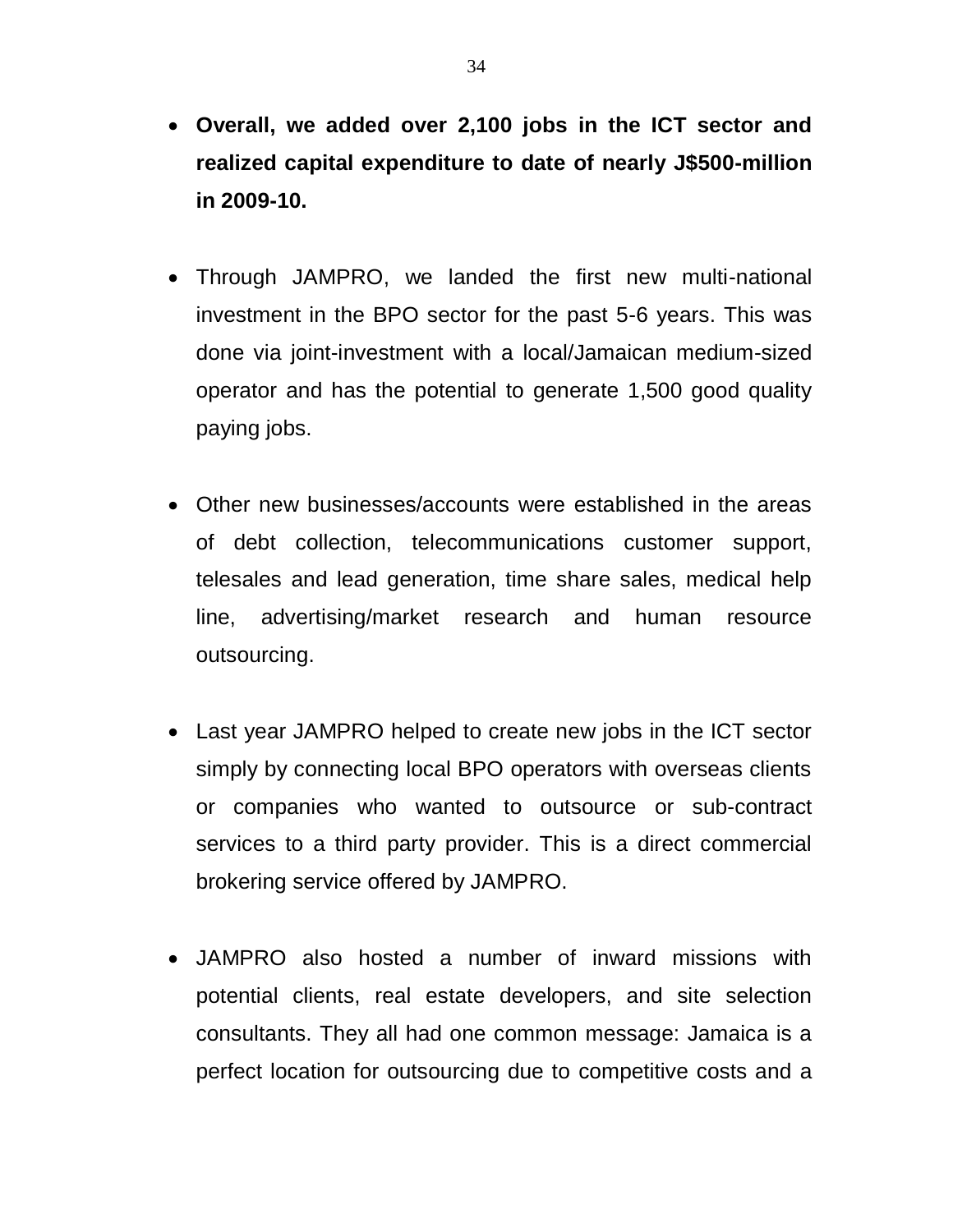- **Overall, we added over 2,100 jobs in the ICT sector and realized capital expenditure to date of nearly J$500-million in 2009-10.**

- Through JAMPRO, we landed the first new multi-national investment in the BPO sector for the past 5-6 years. This was done via joint-investment with a local/Jamaican medium-sized operator and has the potential to generate 1,500 good quality paying jobs.

- Other new businesses/accounts were established in the areas of debt collection, telecommunications customer support, telesales and lead generation, time share sales, medical help line, advertising/market research and human resource outsourcing.

- Last year JAMPRO helped to create new jobs in the ICT sector simply by connecting local BPO operators with overseas clients or companies who wanted to outsource or sub-contract services to a third party provider. This is a direct commercial brokering service offered by JAMPRO.

- JAMPRO also hosted a number of inward missions with potential clients, real estate developers, and site selection consultants. They all had one common message: Jamaica is a perfect location for outsourcing due to competitive costs and a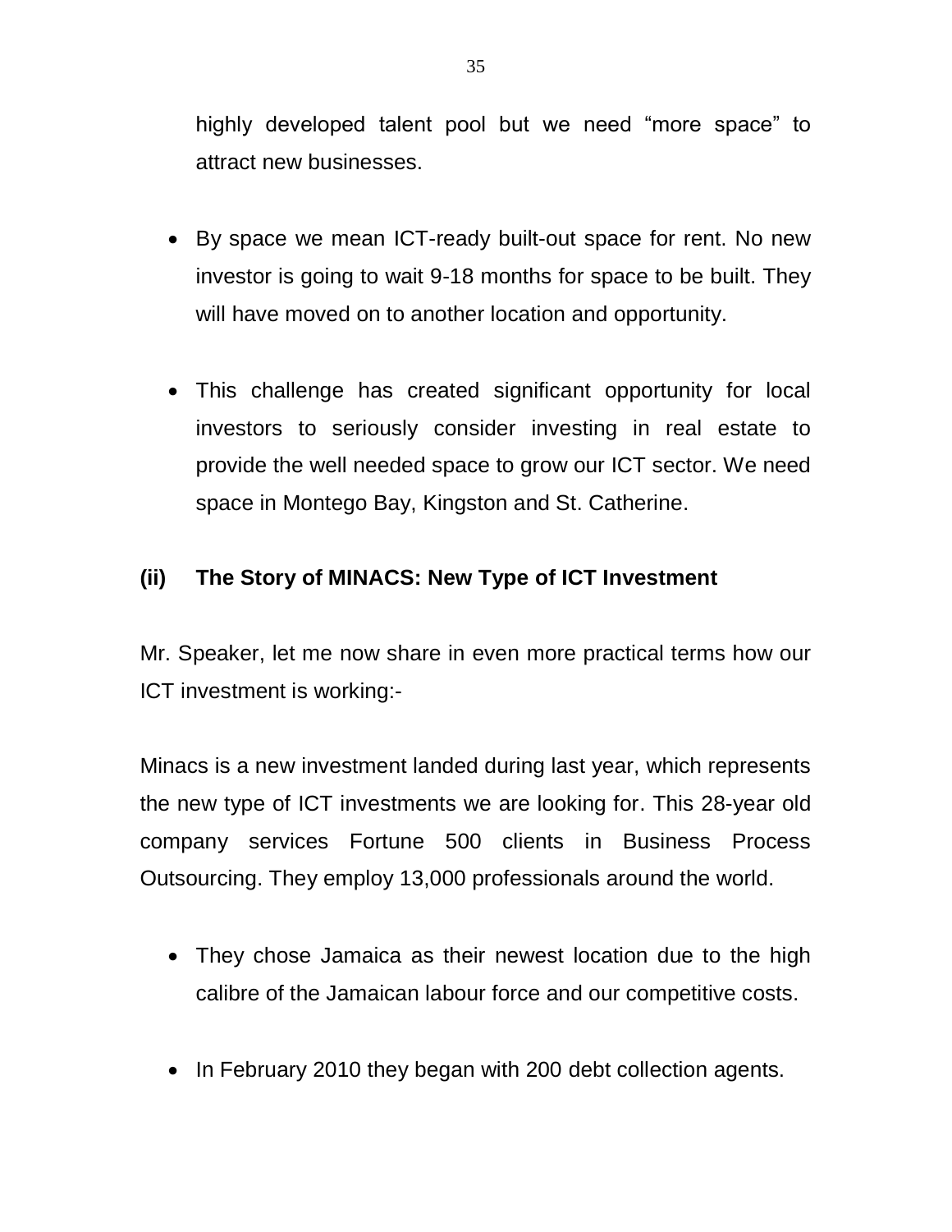highly developed talent pool but we need “more space” to attract new businesses.

- By space we mean ICT-ready built-out space for rent. No new investor is going to wait 9-18 months for space to be built. They will have moved on to another location and opportunity.

- This challenge has created significant opportunity for local investors to seriously consider investing in real estate to provide the well needed space to grow our ICT sector. We need space in Montego Bay, Kingston and St. Catherine.

### (ii) The Story of MINACS: New Type of ICT Investment

Mr. Speaker, let me now share in even more practical terms how our ICT investment is working:-

Minacs is a new investment landed during last year, which represents the new type of ICT investments we are looking for. This 28-year old company services Fortune 500 clients in Business Process Outsourcing. They employ 13,000 professionals around the world.

- They chose Jamaica as their newest location due to the high calibre of the Jamaican labour force and our competitive costs.

- In February 2010 they began with 200 debt collection agents.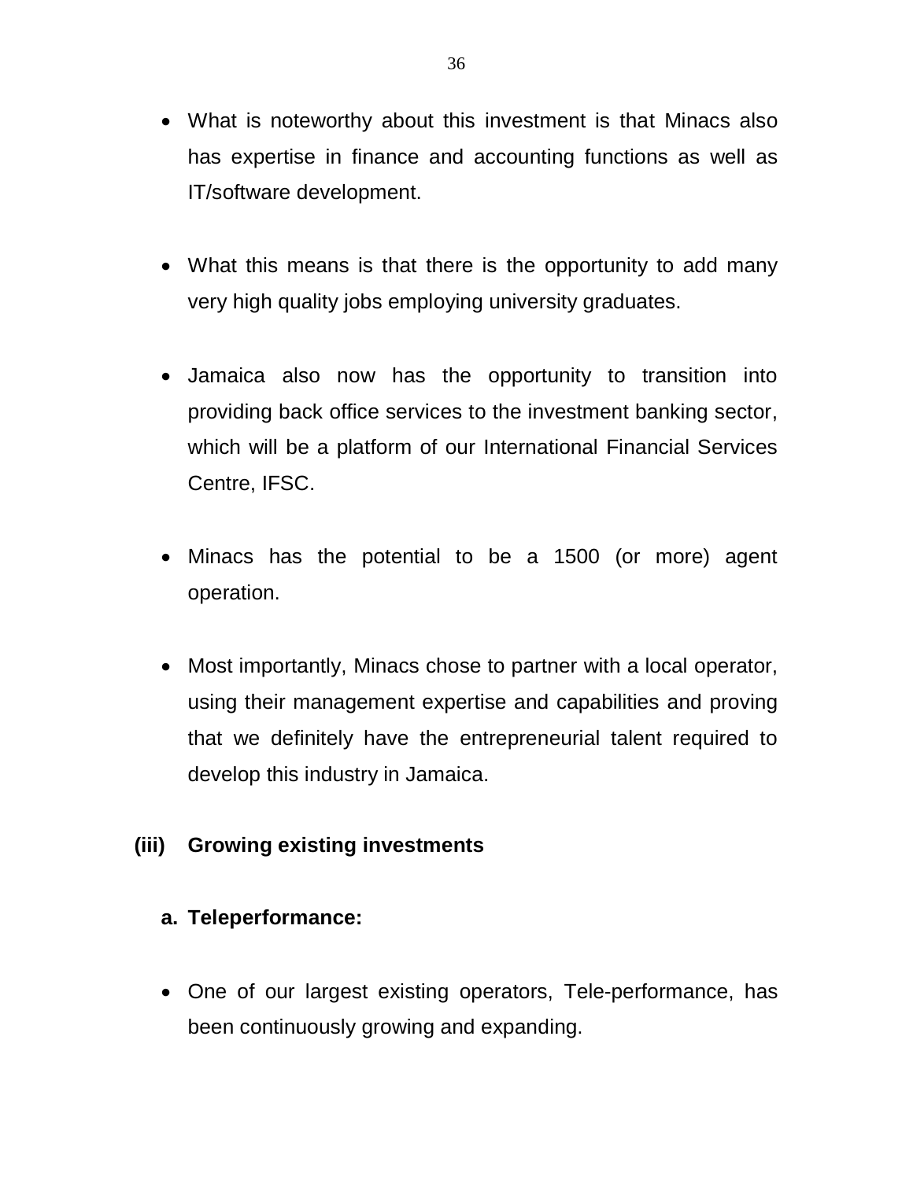- What is noteworthy about this investment is that Minacs also has expertise in finance and accounting functions as well as IT/software development.

- What this means is that there is the opportunity to add many very high quality jobs employing university graduates.

- Jamaica also now has the opportunity to transition into providing back office services to the investment banking sector, which will be a platform of our International Financial Services Centre, IFSC.

- Minacs has the potential to be a 1500 (or more) agent operation.

- Most importantly, Minacs chose to partner with a local operator, using their management expertise and capabilities and proving that we definitely have the entrepreneurial talent required to develop this industry in Jamaica.

**(iii) Growing existing investments**

**a. Teleperformance:**

- One of our largest existing operators, Tele-performance, has been continuously growing and expanding.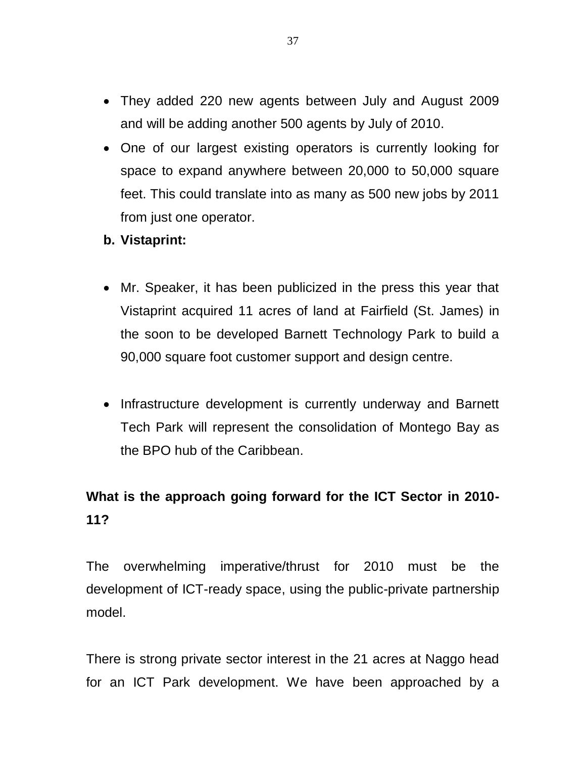- They added 220 new agents between July and August 2009 and will be adding another 500 agents by July of 2010.
- One of our largest existing operators is currently looking for space to expand anywhere between 20,000 to 50,000 square feet. This could translate into as many as 500 new jobs by 2011 from just one operator.

**b. Vistaprint:**

- Mr. Speaker, it has been publicized in the press this year that Vistaprint acquired 11 acres of land at Fairfield (St. James) in the soon to be developed Barnett Technology Park to build a 90,000 square foot customer support and design centre.

- Infrastructure development is currently underway and Barnett Tech Park will represent the consolidation of Montego Bay as the BPO hub of the Caribbean.

**What is the approach going forward for the ICT Sector in 2010-11?**

The overwhelming imperative/thrust for 2010 must be the development of ICT-ready space, using the public-private partnership model.

There is strong private sector interest in the 21 acres at Naggo head for an ICT Park development. We have been approached by a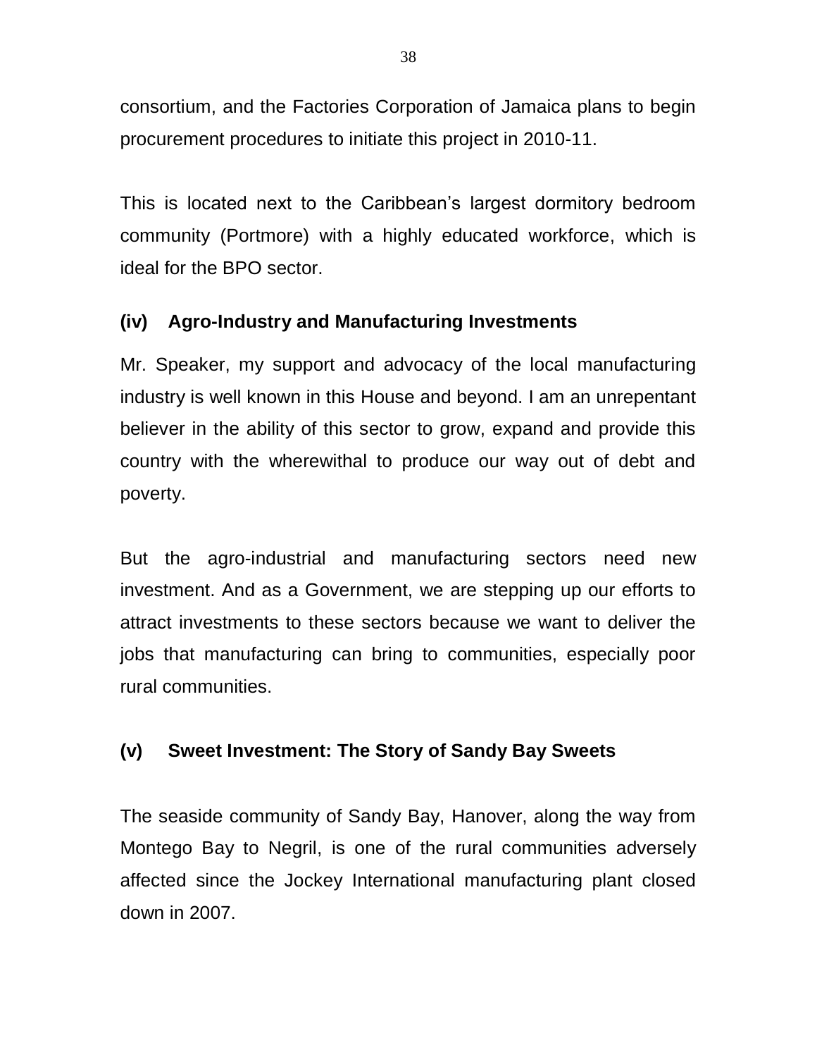consortium, and the Factories Corporation of Jamaica plans to begin procurement procedures to initiate this project in 2010-11.

This is located next to the Caribbean's largest dormitory bedroom community (Portmore) with a highly educated workforce, which is ideal for the BPO sector.

### (iv) Agro-Industry and Manufacturing Investments

Mr. Speaker, my support and advocacy of the local manufacturing industry is well known in this House and beyond. I am an unrepentant believer in the ability of this sector to grow, expand and provide this country with the wherewithal to produce our way out of debt and poverty.

But the agro-industrial and manufacturing sectors need new investment. And as a Government, we are stepping up our efforts to attract investments to these sectors because we want to deliver the jobs that manufacturing can bring to communities, especially poor rural communities.

### (v) Sweet Investment: The Story of Sandy Bay Sweets

The seaside community of Sandy Bay, Hanover, along the way from Montego Bay to Negril, is one of the rural communities adversely affected since the Jockey International manufacturing plant closed down in 2007.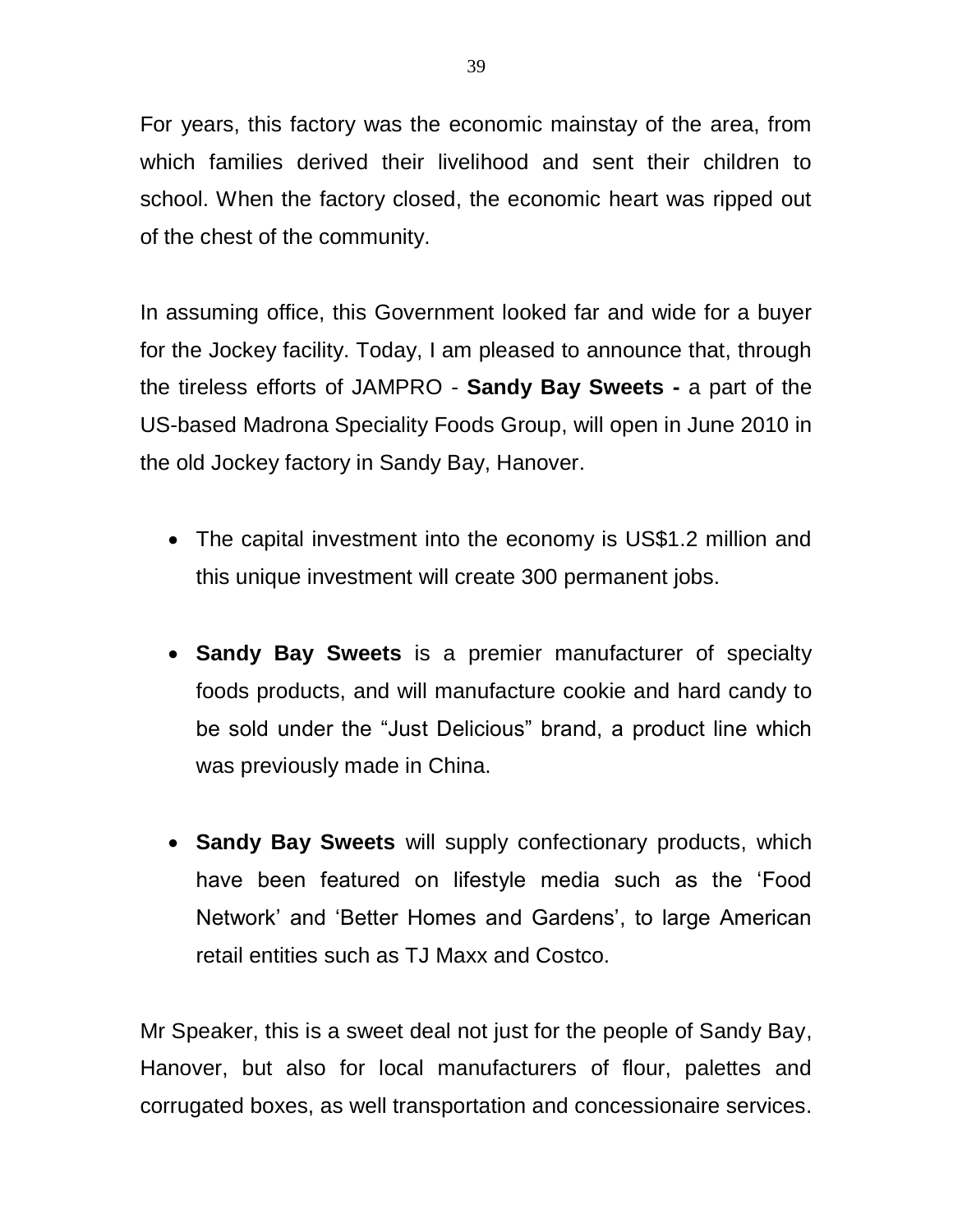For years, this factory was the economic mainstay of the area, from which families derived their livelihood and sent their children to school. When the factory closed, the economic heart was ripped out of the chest of the community.

In assuming office, this Government looked far and wide for a buyer for the Jockey facility. Today, I am pleased to announce that, through the tireless efforts of JAMPRO - **Sandy Bay Sweets -** a part of the US-based Madrona Speciality Foods Group, will open in June 2010 in the old Jockey factory in Sandy Bay, Hanover.

- The capital investment into the economy is US$1.2 million and this unique investment will create 300 permanent jobs.
- **Sandy Bay Sweets** is a premier manufacturer of specialty foods products, and will manufacture cookie and hard candy to be sold under the "Just Delicious" brand, a product line which was previously made in China.
- **Sandy Bay Sweets** will supply confectionary products, which have been featured on lifestyle media such as the 'Food Network' and 'Better Homes and Gardens', to large American retail entities such as TJ Maxx and Costco.

Mr Speaker, this is a sweet deal not just for the people of Sandy Bay, Hanover, but also for local manufacturers of flour, palettes and corrugated boxes, as well transportation and concessionaire services.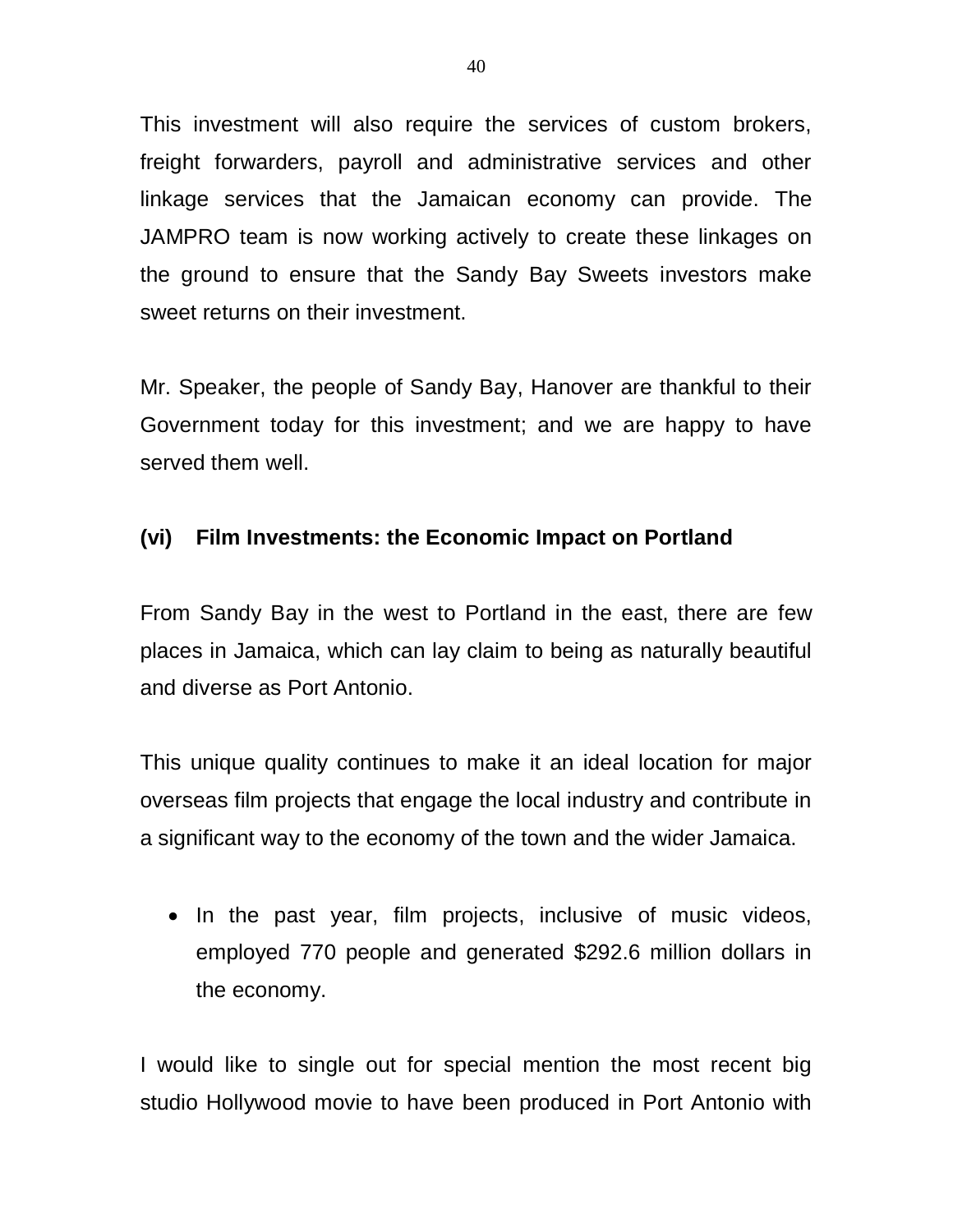This investment will also require the services of custom brokers, freight forwarders, payroll and administrative services and other linkage services that the Jamaican economy can provide. The JAMPRO team is now working actively to create these linkages on the ground to ensure that the Sandy Bay Sweets investors make sweet returns on their investment.

Mr. Speaker, the people of Sandy Bay, Hanover are thankful to their Government today for this investment; and we are happy to have served them well.

**(vi) Film Investments: the Economic Impact on Portland**

From Sandy Bay in the west to Portland in the east, there are few places in Jamaica, which can lay claim to being as naturally beautiful and diverse as Port Antonio.

This unique quality continues to make it an ideal location for major overseas film projects that engage the local industry and contribute in a significant way to the economy of the town and the wider Jamaica.

- In the past year, film projects, inclusive of music videos, employed 770 people and generated $292.6 million dollars in the economy.

I would like to single out for special mention the most recent big studio Hollywood movie to have been produced in Port Antonio with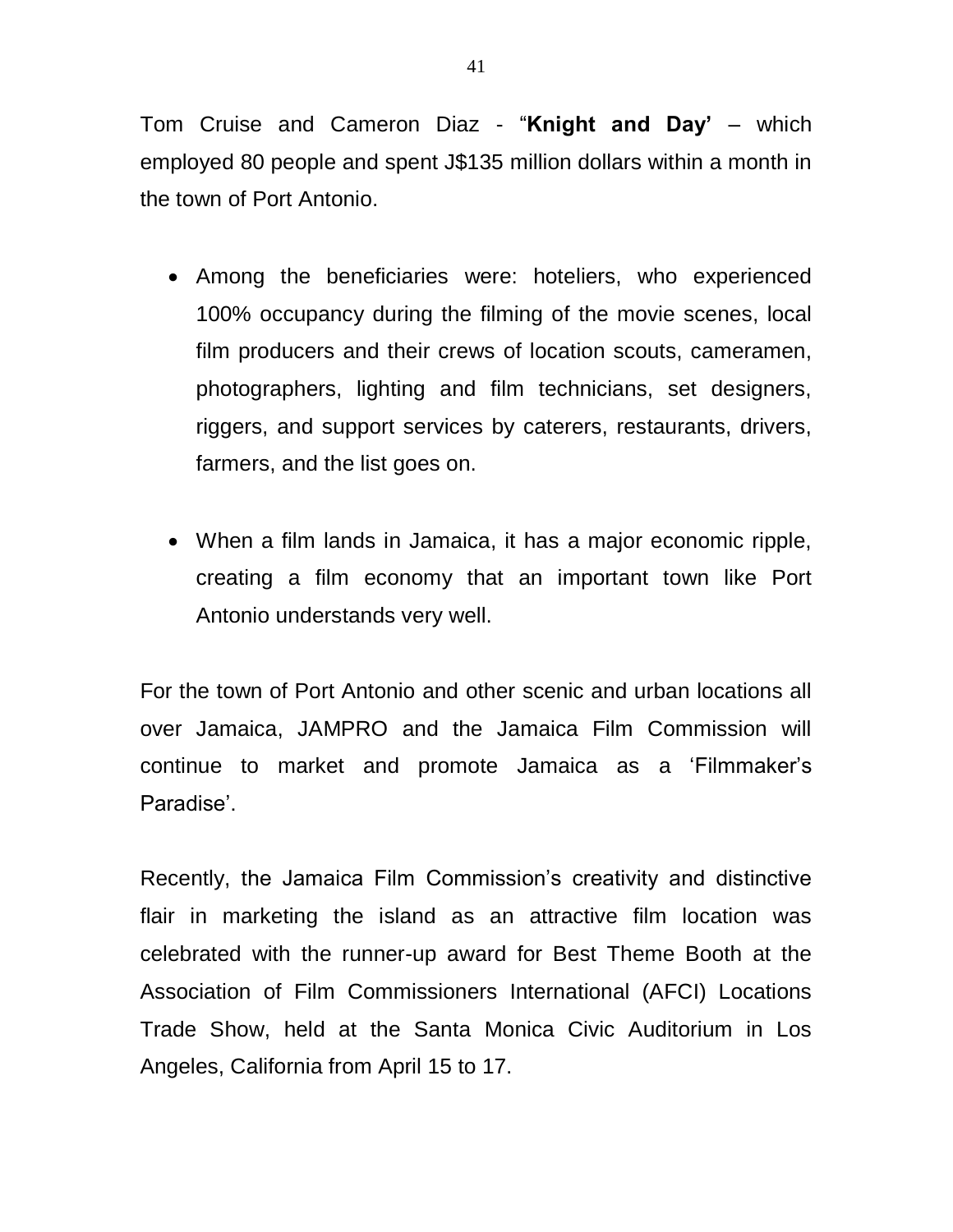Tom Cruise and Cameron Diaz - "**Knight and Day'** – which employed 80 people and spent J$135 million dollars within a month in the town of Port Antonio.

- Among the beneficiaries were: hoteliers, who experienced 100% occupancy during the filming of the movie scenes, local film producers and their crews of location scouts, cameramen, photographers, lighting and film technicians, set designers, riggers, and support services by caterers, restaurants, drivers, farmers, and the list goes on.
- When a film lands in Jamaica, it has a major economic ripple, creating a film economy that an important town like Port Antonio understands very well.

For the town of Port Antonio and other scenic and urban locations all over Jamaica, JAMPRO and the Jamaica Film Commission will continue to market and promote Jamaica as a 'Filmmaker's Paradise'.

Recently, the Jamaica Film Commission's creativity and distinctive flair in marketing the island as an attractive film location was celebrated with the runner-up award for Best Theme Booth at the Association of Film Commissioners International (AFCI) Locations Trade Show, held at the Santa Monica Civic Auditorium in Los Angeles, California from April 15 to 17.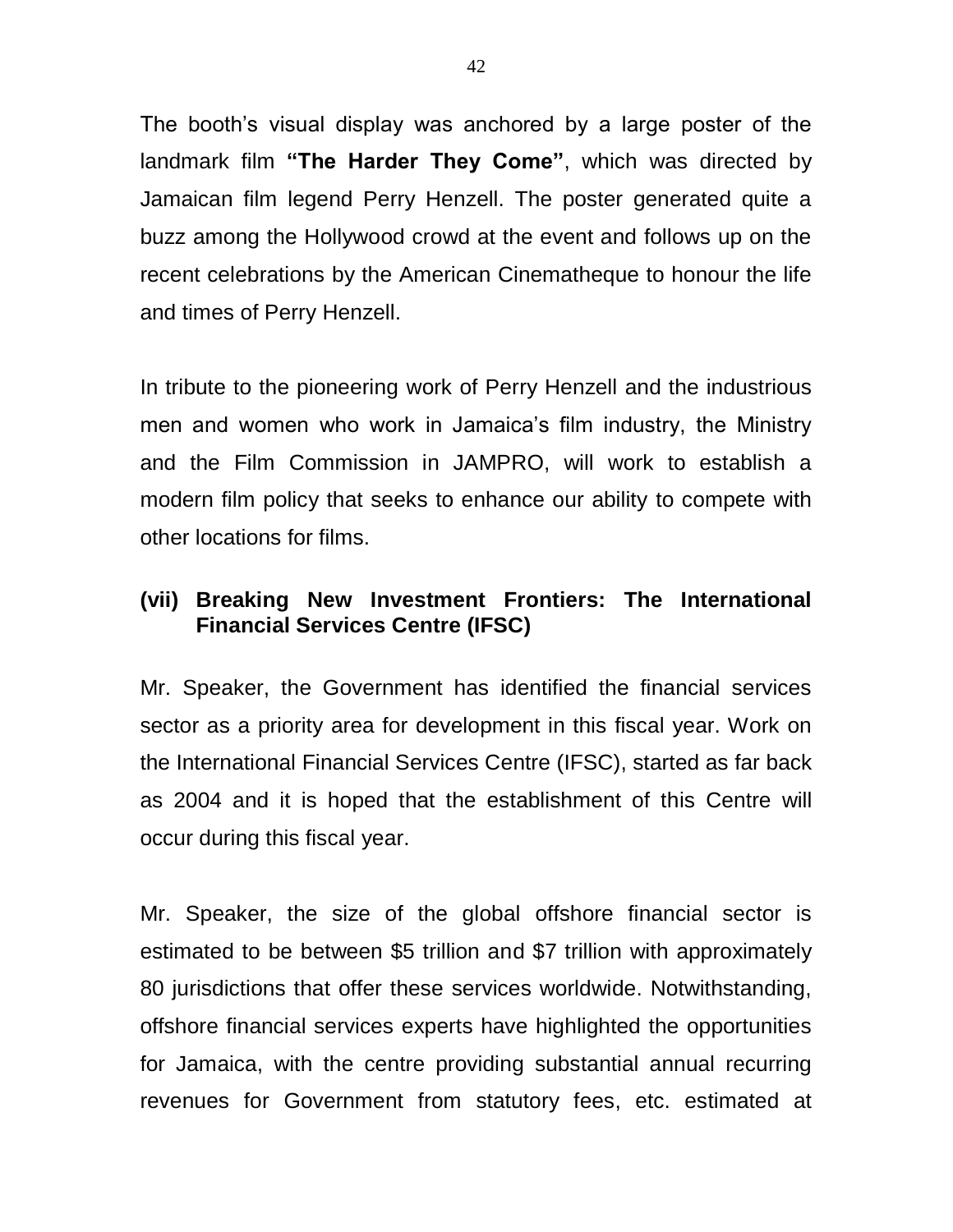The booth's visual display was anchored by a large poster of the landmark film **"The Harder They Come"**, which was directed by Jamaican film legend Perry Henzell. The poster generated quite a buzz among the Hollywood crowd at the event and follows up on the recent celebrations by the American Cinematheque to honour the life and times of Perry Henzell.

In tribute to the pioneering work of Perry Henzell and the industrious men and women who work in Jamaica's film industry, the Ministry and the Film Commission in JAMPRO, will work to establish a modern film policy that seeks to enhance our ability to compete with other locations for films.

### (vii) Breaking New Investment Frontiers: The International Financial Services Centre (IFSC)

Mr. Speaker, the Government has identified the financial services sector as a priority area for development in this fiscal year. Work on the International Financial Services Centre (IFSC), started as far back as 2004 and it is hoped that the establishment of this Centre will occur during this fiscal year.

Mr. Speaker, the size of the global offshore financial sector is estimated to be between $5 trillion and $7 trillion with approximately 80 jurisdictions that offer these services worldwide. Notwithstanding, offshore financial services experts have highlighted the opportunities for Jamaica, with the centre providing substantial annual recurring revenues for Government from statutory fees, etc. estimated at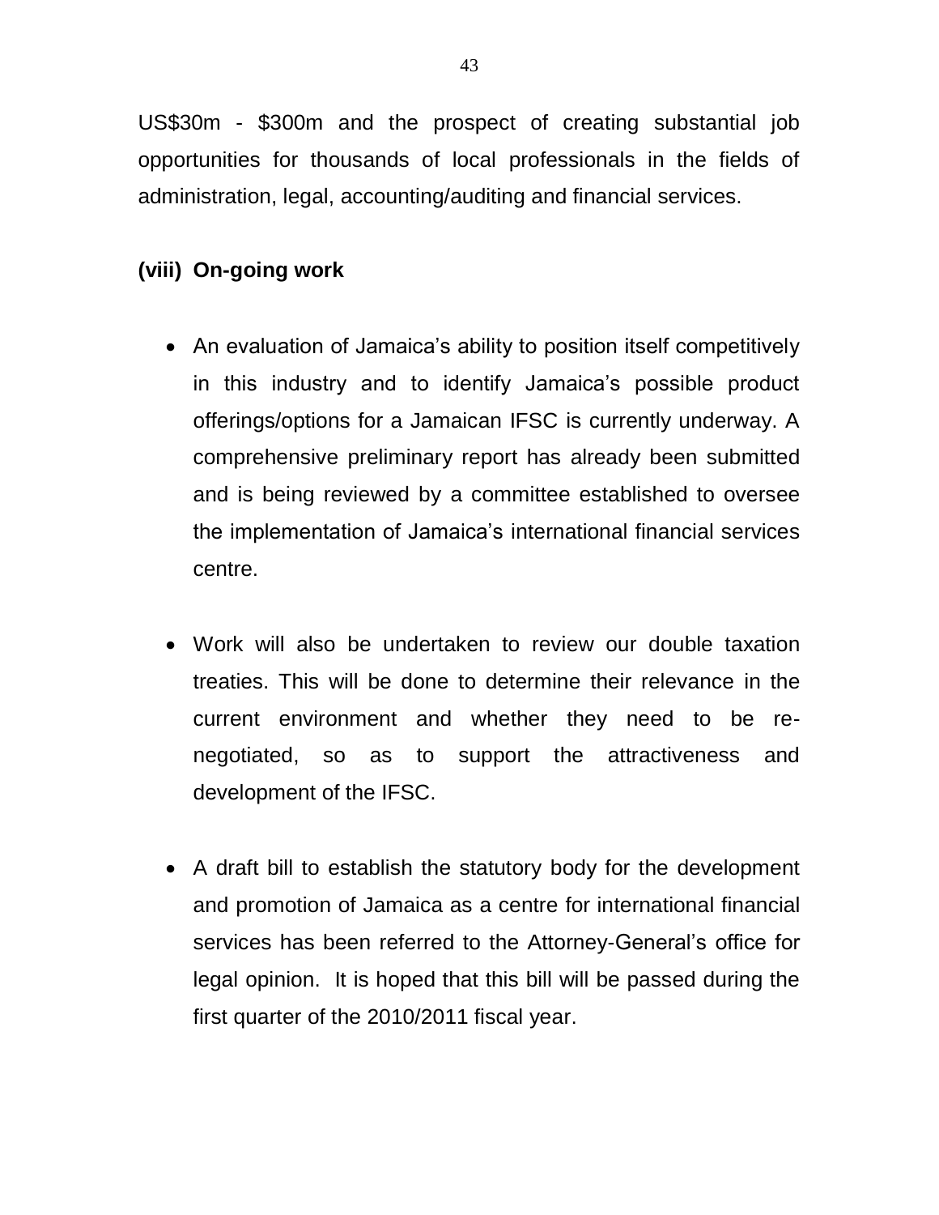US$30m - $300m and the prospect of creating substantial job opportunities for thousands of local professionals in the fields of administration, legal, accounting/auditing and financial services.

**(viii) On-going work**

- An evaluation of Jamaica's ability to position itself competitively in this industry and to identify Jamaica's possible product offerings/options for a Jamaican IFSC is currently underway. A comprehensive preliminary report has already been submitted and is being reviewed by a committee established to oversee the implementation of Jamaica's international financial services centre.

- Work will also be undertaken to review our double taxation treaties. This will be done to determine their relevance in the current environment and whether they need to be re-negotiated, so as to support the attractiveness and development of the IFSC.

- A draft bill to establish the statutory body for the development and promotion of Jamaica as a centre for international financial services has been referred to the Attorney-General's office for legal opinion. It is hoped that this bill will be passed during the first quarter of the 2010/2011 fiscal year.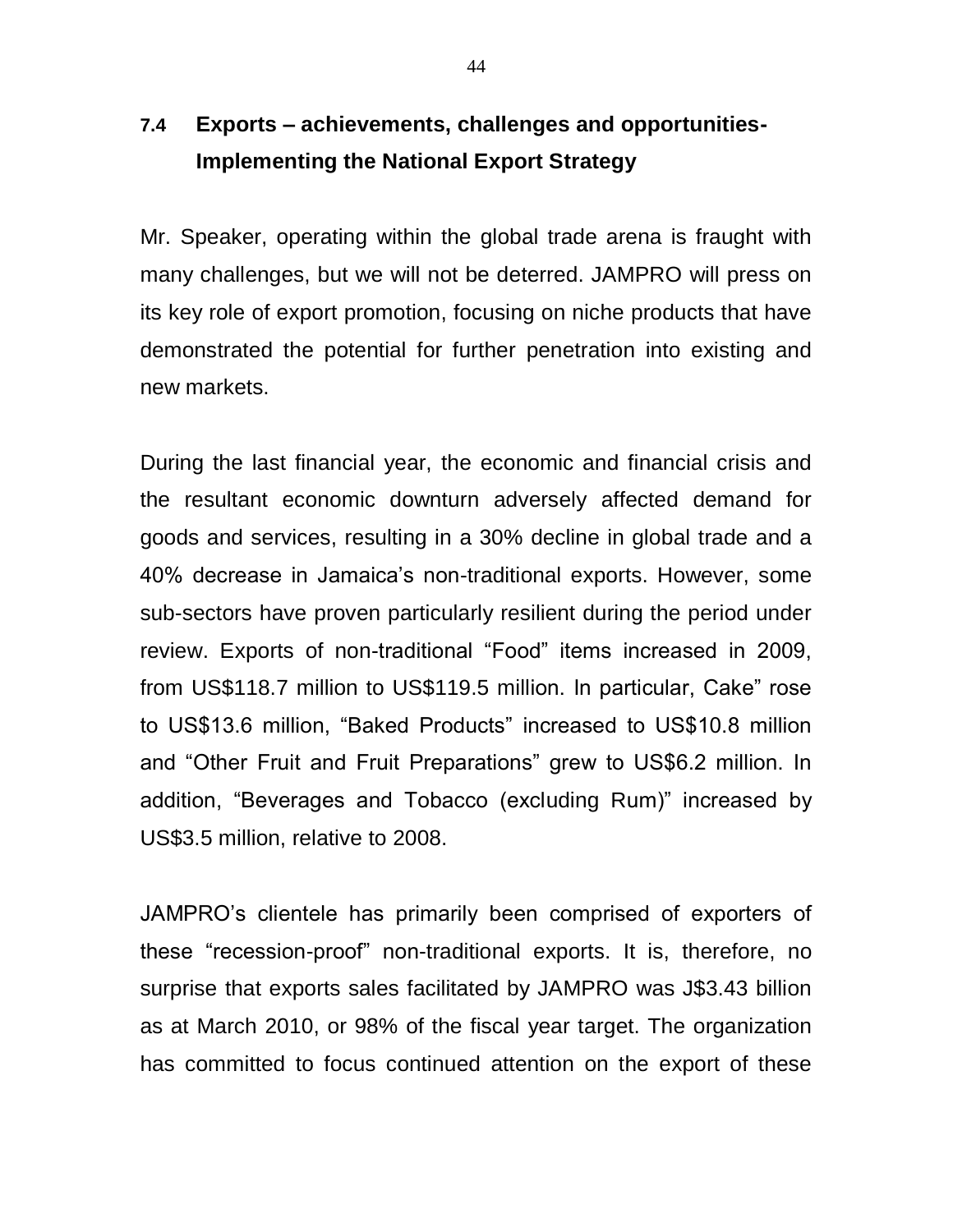## 7.4 Exports – achievements, challenges and opportunities- Implementing the National Export Strategy

Mr. Speaker, operating within the global trade arena is fraught with many challenges, but we will not be deterred. JAMPRO will press on its key role of export promotion, focusing on niche products that have demonstrated the potential for further penetration into existing and new markets.

During the last financial year, the economic and financial crisis and the resultant economic downturn adversely affected demand for goods and services, resulting in a 30% decline in global trade and a 40% decrease in Jamaica's non-traditional exports. However, some sub-sectors have proven particularly resilient during the period under review. Exports of non-traditional "Food" items increased in 2009, from US$118.7 million to US$119.5 million. In particular, Cake" rose to US$13.6 million, "Baked Products" increased to US$10.8 million and "Other Fruit and Fruit Preparations" grew to US$6.2 million. In addition, "Beverages and Tobacco (excluding Rum)" increased by US$3.5 million, relative to 2008.

JAMPRO's clientele has primarily been comprised of exporters of these "recession-proof" non-traditional exports. It is, therefore, no surprise that exports sales facilitated by JAMPRO was J$3.43 billion as at March 2010, or 98% of the fiscal year target. The organization has committed to focus continued attention on the export of these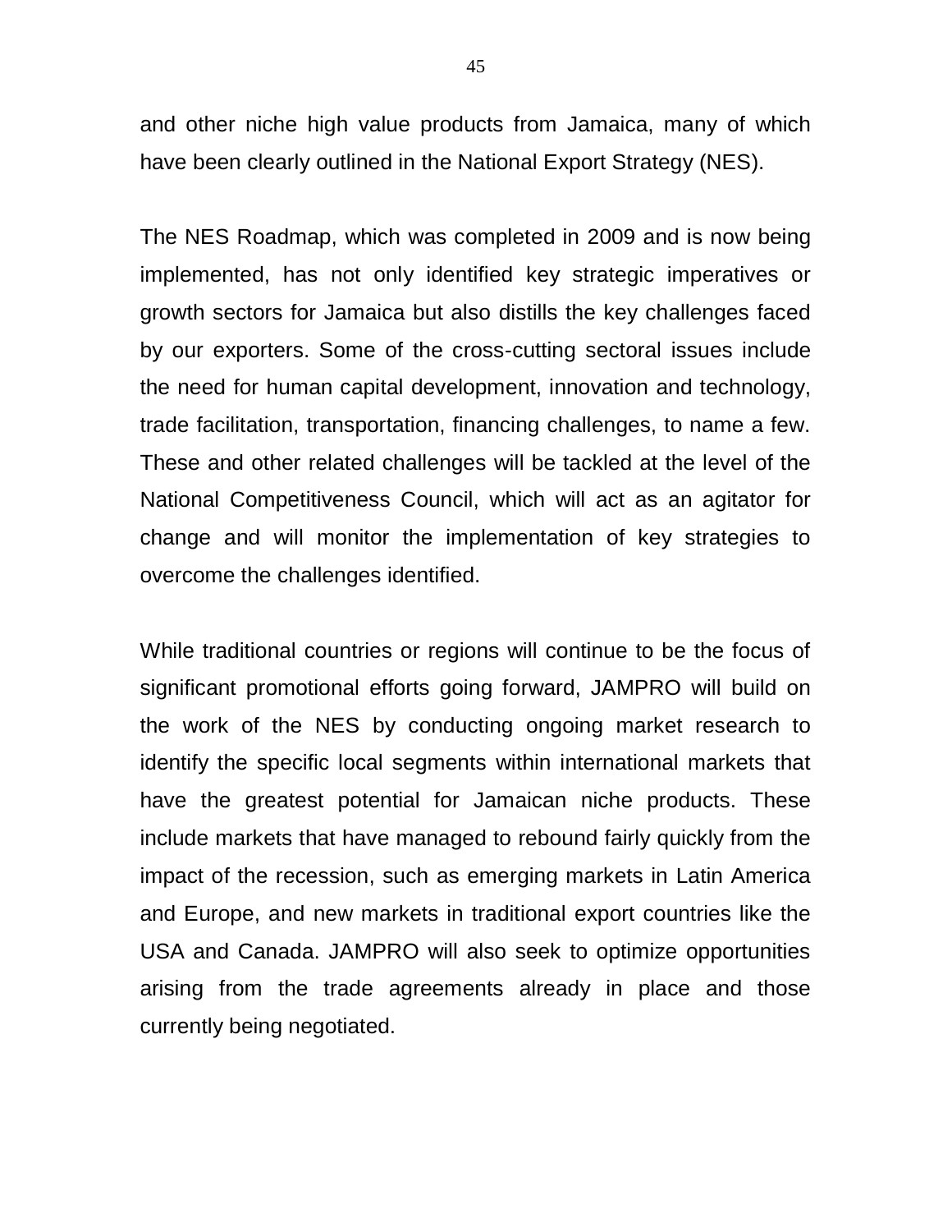and other niche high value products from Jamaica, many of which have been clearly outlined in the National Export Strategy (NES).

The NES Roadmap, which was completed in 2009 and is now being implemented, has not only identified key strategic imperatives or growth sectors for Jamaica but also distills the key challenges faced by our exporters. Some of the cross-cutting sectoral issues include the need for human capital development, innovation and technology, trade facilitation, transportation, financing challenges, to name a few. These and other related challenges will be tackled at the level of the National Competitiveness Council, which will act as an agitator for change and will monitor the implementation of key strategies to overcome the challenges identified.

While traditional countries or regions will continue to be the focus of significant promotional efforts going forward, JAMPRO will build on the work of the NES by conducting ongoing market research to identify the specific local segments within international markets that have the greatest potential for Jamaican niche products. These include markets that have managed to rebound fairly quickly from the impact of the recession, such as emerging markets in Latin America and Europe, and new markets in traditional export countries like the USA and Canada. JAMPRO will also seek to optimize opportunities arising from the trade agreements already in place and those currently being negotiated.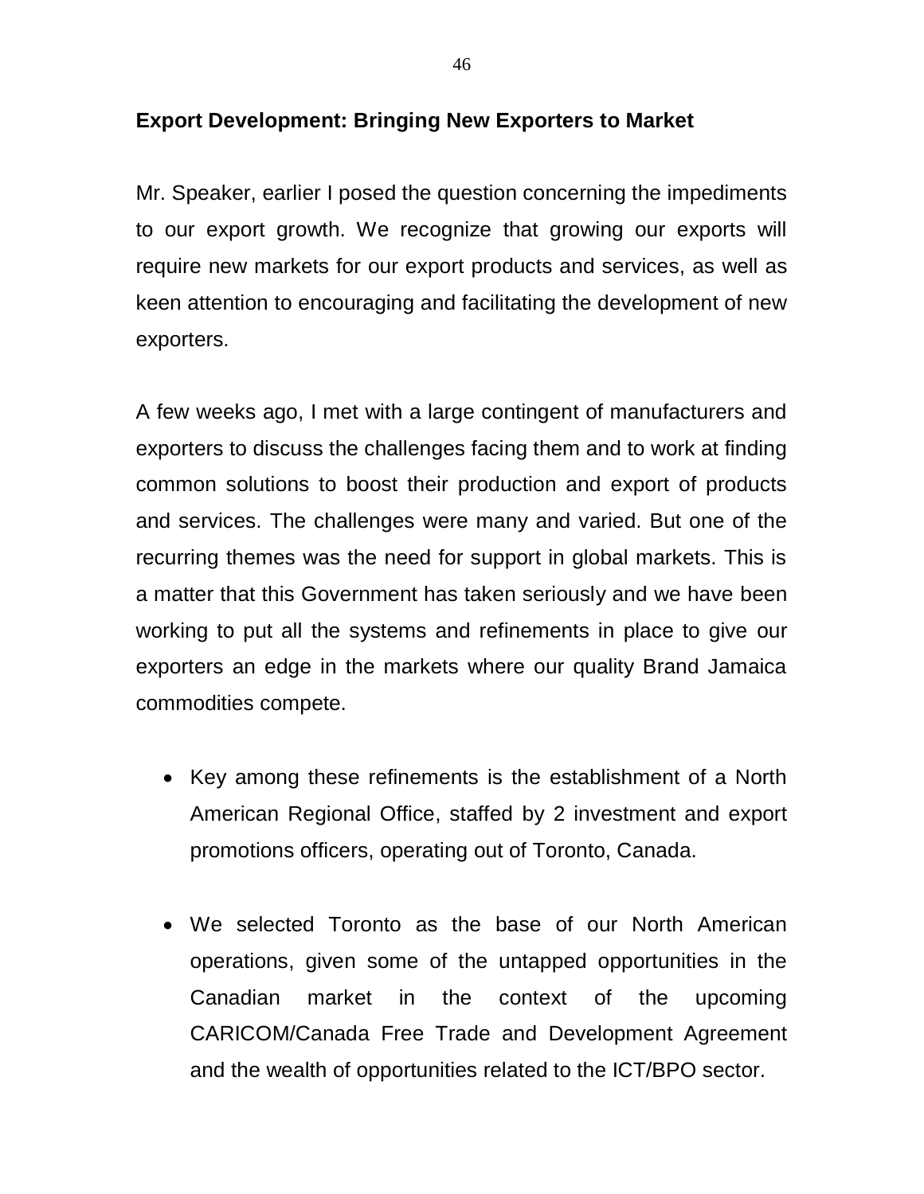## Export Development: Bringing New Exporters to Market

Mr. Speaker, earlier I posed the question concerning the impediments to our export growth. We recognize that growing our exports will require new markets for our export products and services, as well as keen attention to encouraging and facilitating the development of new exporters.

A few weeks ago, I met with a large contingent of manufacturers and exporters to discuss the challenges facing them and to work at finding common solutions to boost their production and export of products and services. The challenges were many and varied. But one of the recurring themes was the need for support in global markets. This is a matter that this Government has taken seriously and we have been working to put all the systems and refinements in place to give our exporters an edge in the markets where our quality Brand Jamaica commodities compete.

- Key among these refinements is the establishment of a North American Regional Office, staffed by 2 investment and export promotions officers, operating out of Toronto, Canada.

- We selected Toronto as the base of our North American operations, given some of the untapped opportunities in the Canadian market in the context of the upcoming CARICOM/Canada Free Trade and Development Agreement and the wealth of opportunities related to the ICT/BPO sector.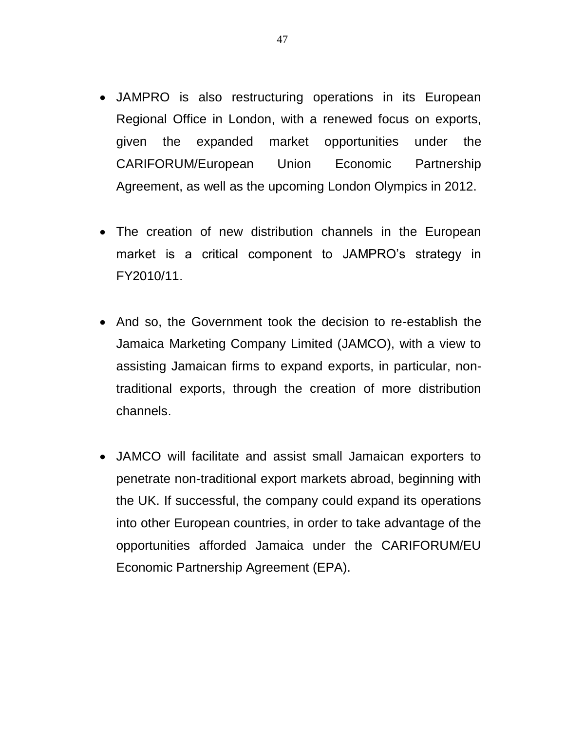- JAMPRO is also restructuring operations in its European Regional Office in London, with a renewed focus on exports, given the expanded market opportunities under the CARIFORUM/European Union Economic Partnership Agreement, as well as the upcoming London Olympics in 2012.

- The creation of new distribution channels in the European market is a critical component to JAMPRO's strategy in FY2010/11.

- And so, the Government took the decision to re-establish the Jamaica Marketing Company Limited (JAMCO), with a view to assisting Jamaican firms to expand exports, in particular, non-traditional exports, through the creation of more distribution channels.

- JAMCO will facilitate and assist small Jamaican exporters to penetrate non-traditional export markets abroad, beginning with the UK. If successful, the company could expand its operations into other European countries, in order to take advantage of the opportunities afforded Jamaica under the CARIFORUM/EU Economic Partnership Agreement (EPA).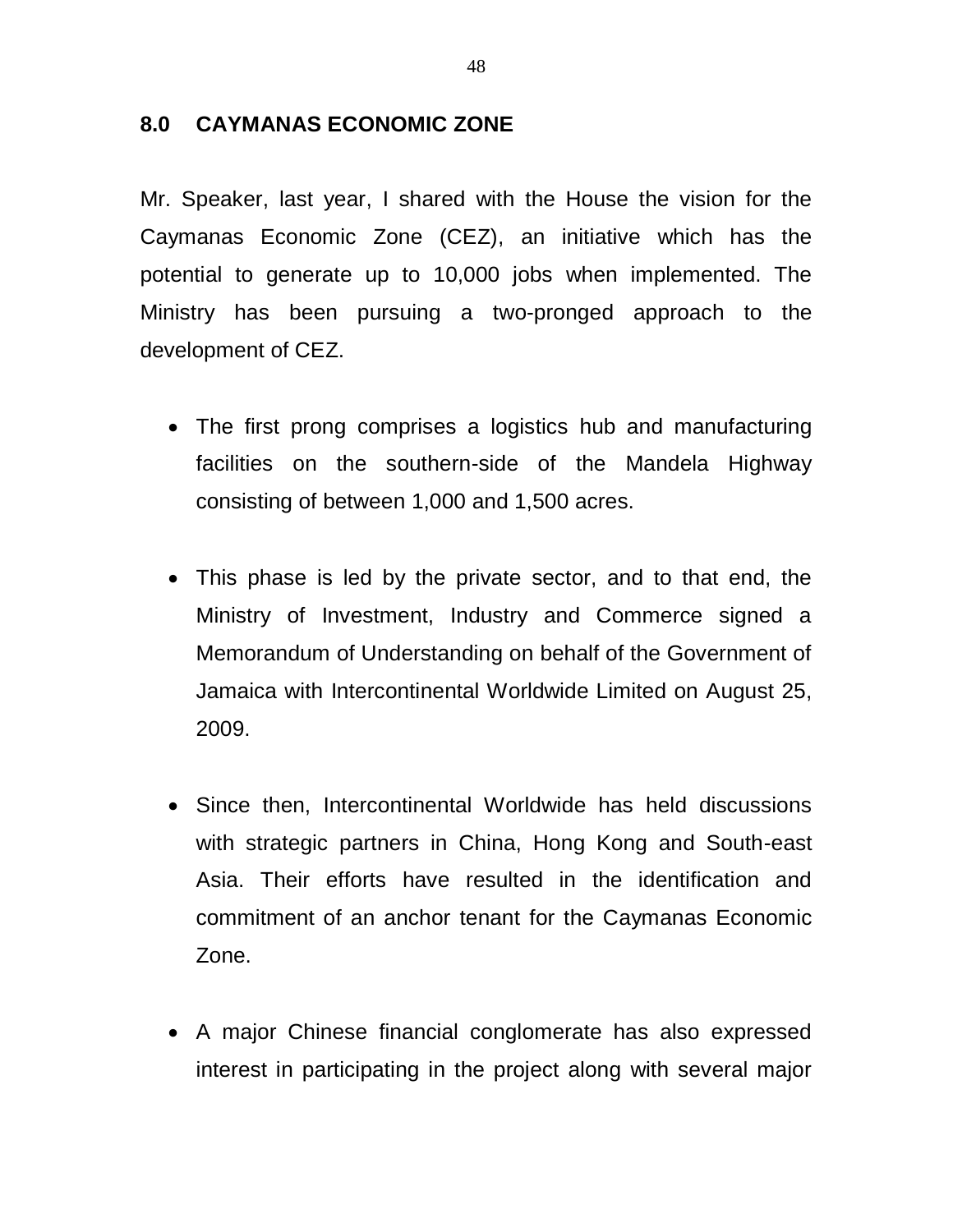## 8.0 CAYMANAS ECONOMIC ZONE

Mr. Speaker, last year, I shared with the House the vision for the Caymanas Economic Zone (CEZ), an initiative which has the potential to generate up to 10,000 jobs when implemented. The Ministry has been pursuing a two-pronged approach to the development of CEZ.

- The first prong comprises a logistics hub and manufacturing facilities on the southern-side of the Mandela Highway consisting of between 1,000 and 1,500 acres.

- This phase is led by the private sector, and to that end, the Ministry of Investment, Industry and Commerce signed a Memorandum of Understanding on behalf of the Government of Jamaica with Intercontinental Worldwide Limited on August 25, 2009.

- Since then, Intercontinental Worldwide has held discussions with strategic partners in China, Hong Kong and South-east Asia. Their efforts have resulted in the identification and commitment of an anchor tenant for the Caymanas Economic Zone.

- A major Chinese financial conglomerate has also expressed interest in participating in the project along with several major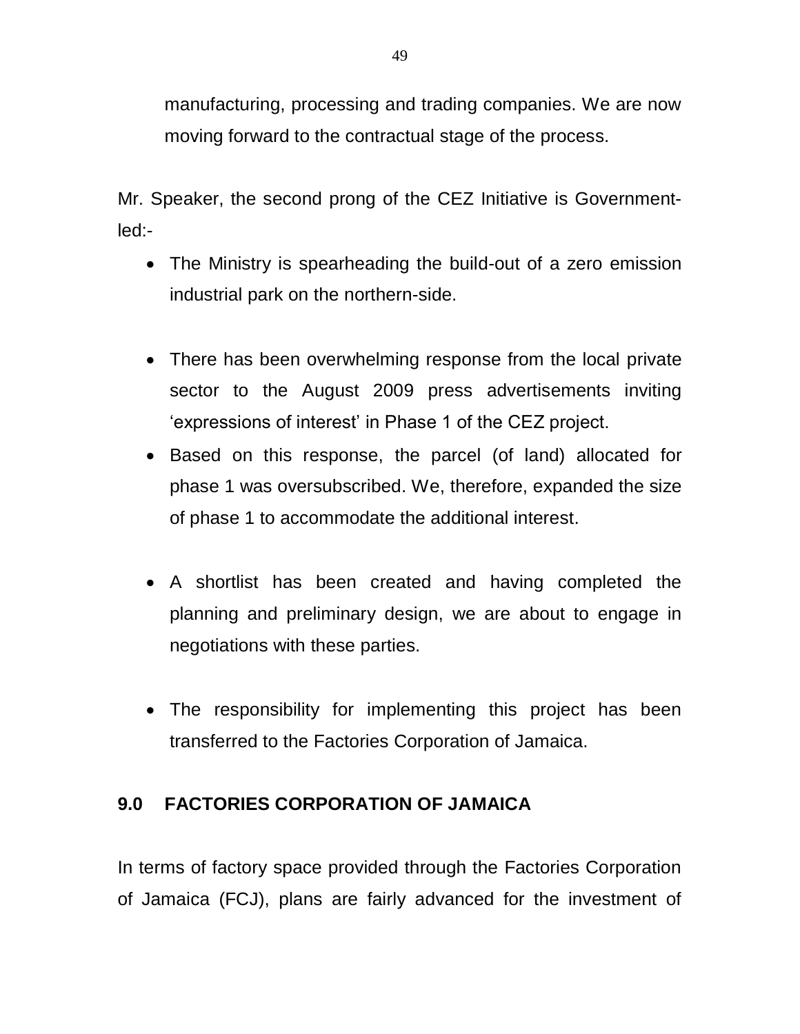manufacturing, processing and trading companies. We are now moving forward to the contractual stage of the process.

Mr. Speaker, the second prong of the CEZ Initiative is Government-led:-

- The Ministry is spearheading the build-out of a zero emission industrial park on the northern-side.
- There has been overwhelming response from the local private sector to the August 2009 press advertisements inviting 'expressions of interest' in Phase 1 of the CEZ project.
- Based on this response, the parcel (of land) allocated for phase 1 was oversubscribed. We, therefore, expanded the size of phase 1 to accommodate the additional interest.
- A shortlist has been created and having completed the planning and preliminary design, we are about to engage in negotiations with these parties.
- The responsibility for implementing this project has been transferred to the Factories Corporation of Jamaica.

## 9.0 FACTORIES CORPORATION OF JAMAICA

In terms of factory space provided through the Factories Corporation of Jamaica (FCJ), plans are fairly advanced for the investment of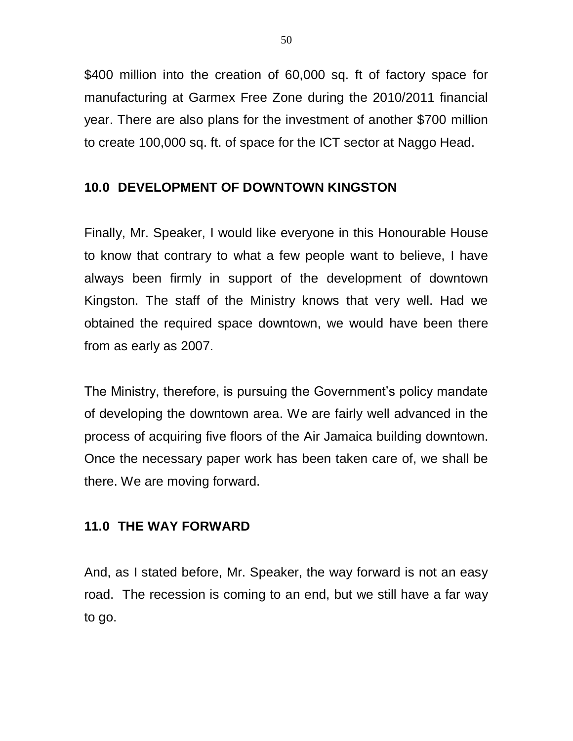$400 million into the creation of 60,000 sq. ft of factory space for manufacturing at Garmex Free Zone during the 2010/2011 financial year. There are also plans for the investment of another $700 million to create 100,000 sq. ft. of space for the ICT sector at Naggo Head.

## 10.0 DEVELOPMENT OF DOWNTOWN KINGSTON

Finally, Mr. Speaker, I would like everyone in this Honourable House to know that contrary to what a few people want to believe, I have always been firmly in support of the development of downtown Kingston. The staff of the Ministry knows that very well. Had we obtained the required space downtown, we would have been there from as early as 2007.

The Ministry, therefore, is pursuing the Government's policy mandate of developing the downtown area. We are fairly well advanced in the process of acquiring five floors of the Air Jamaica building downtown. Once the necessary paper work has been taken care of, we shall be there. We are moving forward.

## 11.0 THE WAY FORWARD

And, as I stated before, Mr. Speaker, the way forward is not an easy road. The recession is coming to an end, but we still have a far way to go.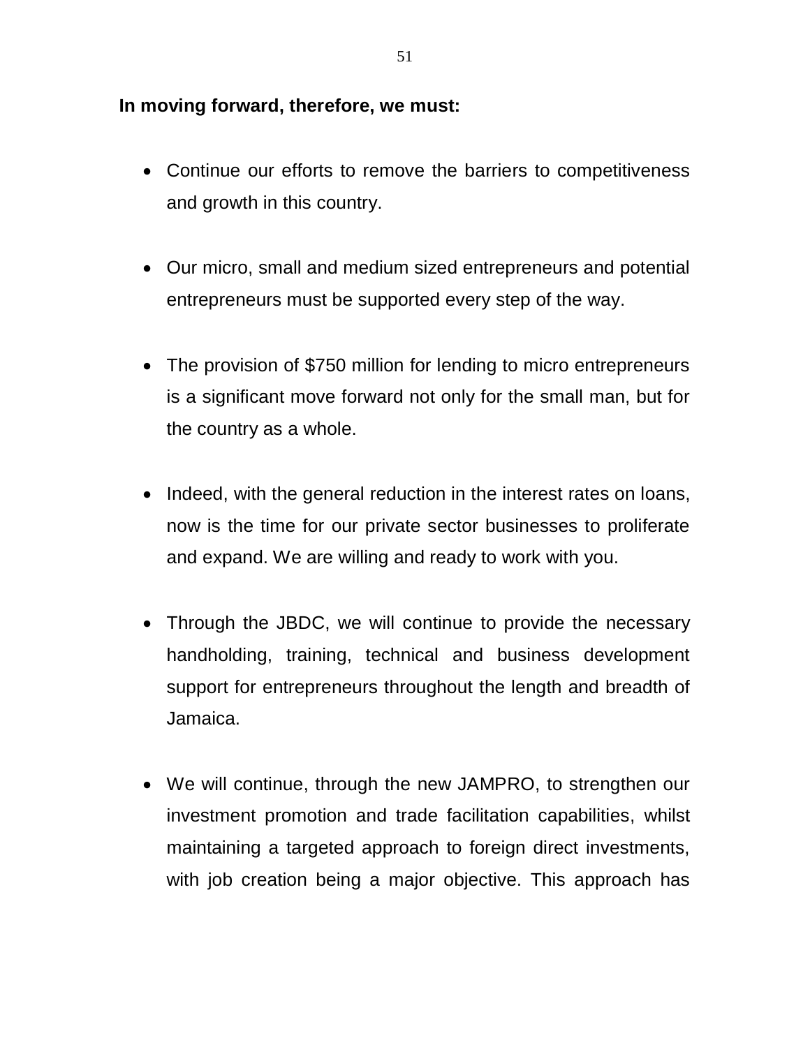**In moving forward, therefore, we must:**

- Continue our efforts to remove the barriers to competitiveness and growth in this country.

- Our micro, small and medium sized entrepreneurs and potential entrepreneurs must be supported every step of the way.

- The provision of $750 million for lending to micro entrepreneurs is a significant move forward not only for the small man, but for the country as a whole.

- Indeed, with the general reduction in the interest rates on loans, now is the time for our private sector businesses to proliferate and expand. We are willing and ready to work with you.

- Through the JBDC, we will continue to provide the necessary handholding, training, technical and business development support for entrepreneurs throughout the length and breadth of Jamaica.

- We will continue, through the new JAMPRO, to strengthen our investment promotion and trade facilitation capabilities, whilst maintaining a targeted approach to foreign direct investments, with job creation being a major objective. This approach has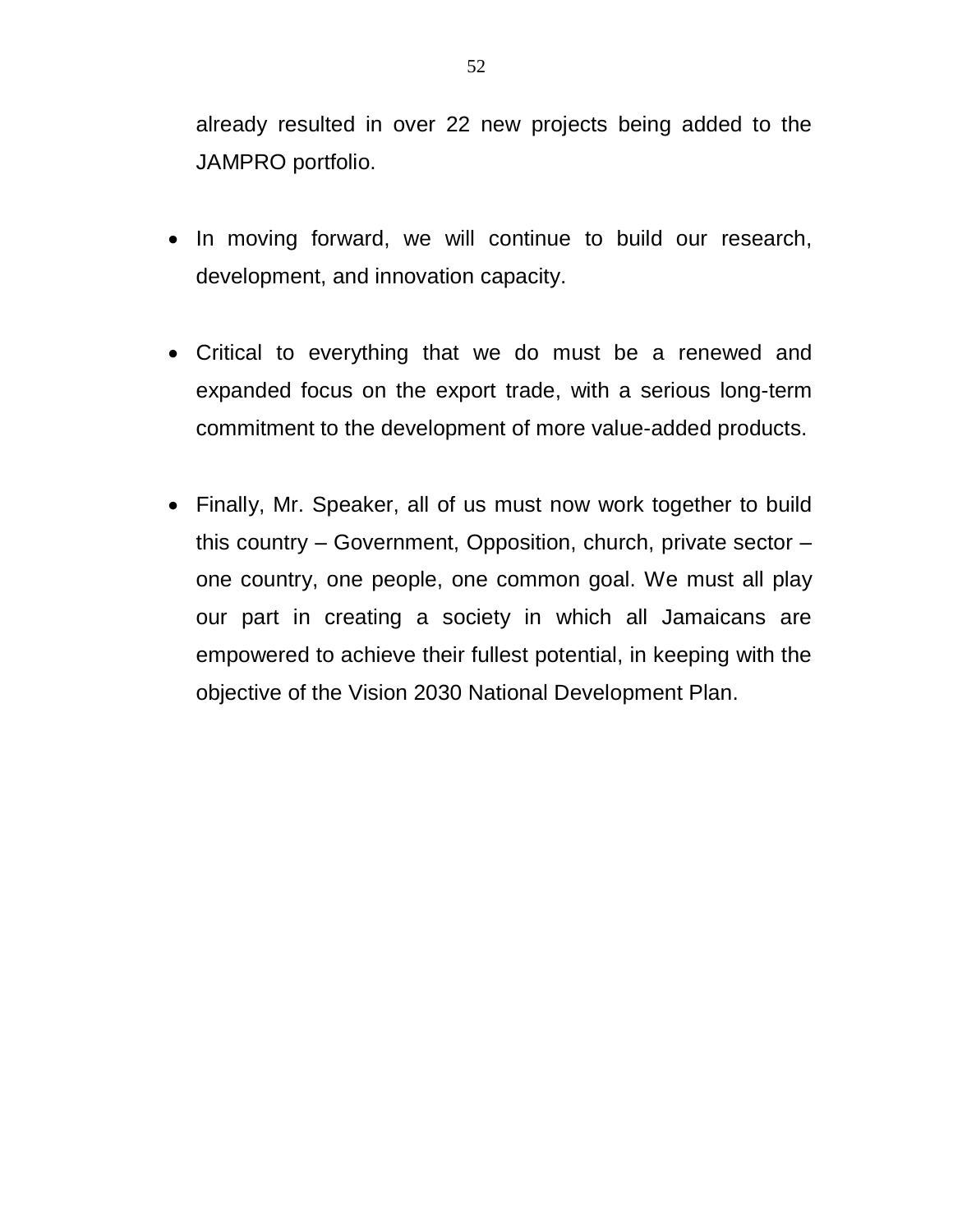already resulted in over 22 new projects being added to the JAMPRO portfolio.

- In moving forward, we will continue to build our research, development, and innovation capacity.

- Critical to everything that we do must be a renewed and expanded focus on the export trade, with a serious long-term commitment to the development of more value-added products.

- Finally, Mr. Speaker, all of us must now work together to build this country – Government, Opposition, church, private sector – one country, one people, one common goal. We must all play our part in creating a society in which all Jamaicans are empowered to achieve their fullest potential, in keeping with the objective of the Vision 2030 National Development Plan.